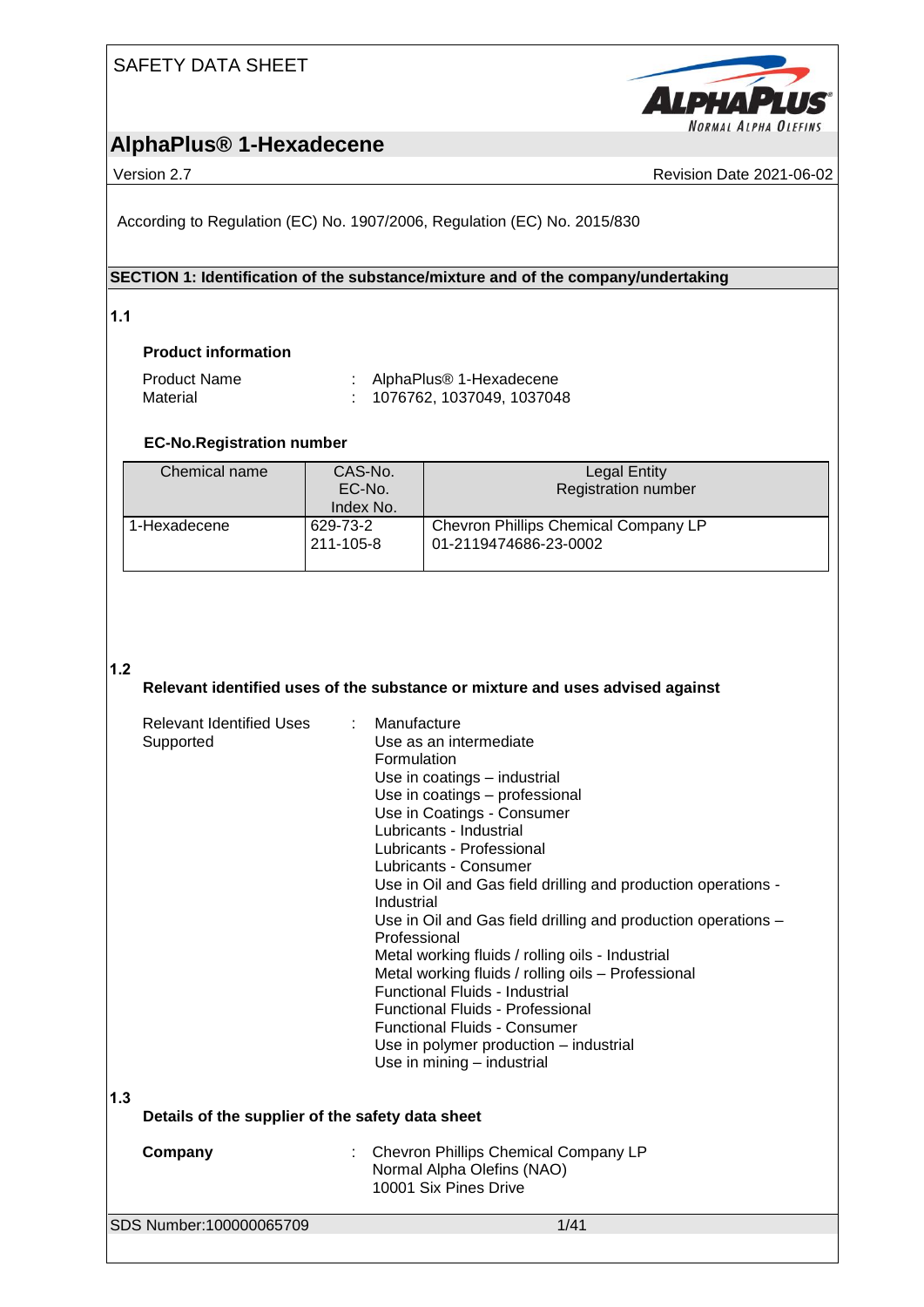SAFETY DATA SHEET

# AlphaPlus® 1-Hexadecene

Version 2.7 | Revision Date 2021-06-02

According to Regulation (EC) No. 1907/2006, Regulation (EC) No. 2015/830

## SECTION 1: Identification of the substance/mixture and of the company/undertaking

### 1.1

**Product information**

Product Name : AlphaPlus® 1-Hexadecene
Material : 1076762, 1037049, 1037048

**EC-No.Registration number**

| Chemical name | CAS-No.<br>EC-No.<br>Index No. | Legal Entity<br>Registration number |
|---|---|---|
| 1-Hexadecene | 629-73-2<br>211-105-8 | Chevron Phillips Chemical Company LP<br>01-2119474686-23-0002 |

### 1.2

**Relevant identified uses of the substance or mixture and uses advised against**

Relevant Identified Uses Supported :
- Manufacture
- Use as an intermediate
- Formulation
- Use in coatings – industrial
- Use in coatings – professional
- Use in Coatings - Consumer
- Lubricants - Industrial
- Lubricants - Professional
- Lubricants - Consumer
- Use in Oil and Gas field drilling and production operations - Industrial
- Use in Oil and Gas field drilling and production operations – Professional
- Metal working fluids / rolling oils - Industrial
- Metal working fluids / rolling oils – Professional
- Functional Fluids - Industrial
- Functional Fluids - Professional
- Functional Fluids - Consumer
- Use in polymer production – industrial
- Use in mining – industrial

### 1.3

**Details of the supplier of the safety data sheet**

**Company** : Chevron Phillips Chemical Company LP
Normal Alpha Olefins (NAO)
10001 Six Pines Drive

SDS Number:100000065709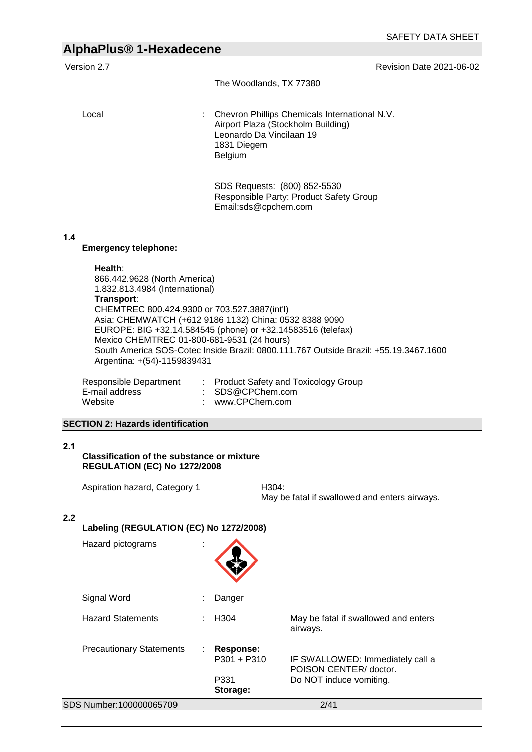The Woodlands, TX 77380

Local : Chevron Phillips Chemicals International N.V.
Airport Plaza (Stockholm Building)
Leonardo Da Vincilaan 19
1831 Diegem
Belgium

SDS Requests: (800) 852-5530
Responsible Party: Product Safety Group
Email:sds@cpchem.com

**1.4**

**Emergency telephone:**

**Health**:
866.442.9628 (North America)
1.832.813.4984 (International)
**Transport**:
CHEMTREC 800.424.9300 or 703.527.3887(int'l)
Asia: CHEMWATCH (+612 9186 1132) China: 0532 8388 9090
EUROPE: BIG +32.14.584545 (phone) or +32.14583516 (telefax)
Mexico CHEMTREC 01-800-681-9531 (24 hours)
South America SOS-Cotec Inside Brazil: 0800.111.767 Outside Brazil: +55.19.3467.1600
Argentina: +(54)-1159839431

Responsible Department : Product Safety and Toxicology Group
E-mail address : SDS@CPChem.com
Website : www.CPChem.com

## SECTION 2: Hazards identification

**2.1**

**Classification of the substance or mixture**
**REGULATION (EC) No 1272/2008**

Aspiration hazard, Category 1 — H304: May be fatal if swallowed and enters airways.

**2.2**

**Labeling (REGULATION (EC) No 1272/2008)**

Hazard pictograms :

Signal Word : Danger

Hazard Statements : H304 — May be fatal if swallowed and enters airways.

Precautionary Statements : **Response:**
P301 + P310 — IF SWALLOWED: Immediately call a POISON CENTER/ doctor.
P331 — Do NOT induce vomiting.
**Storage:**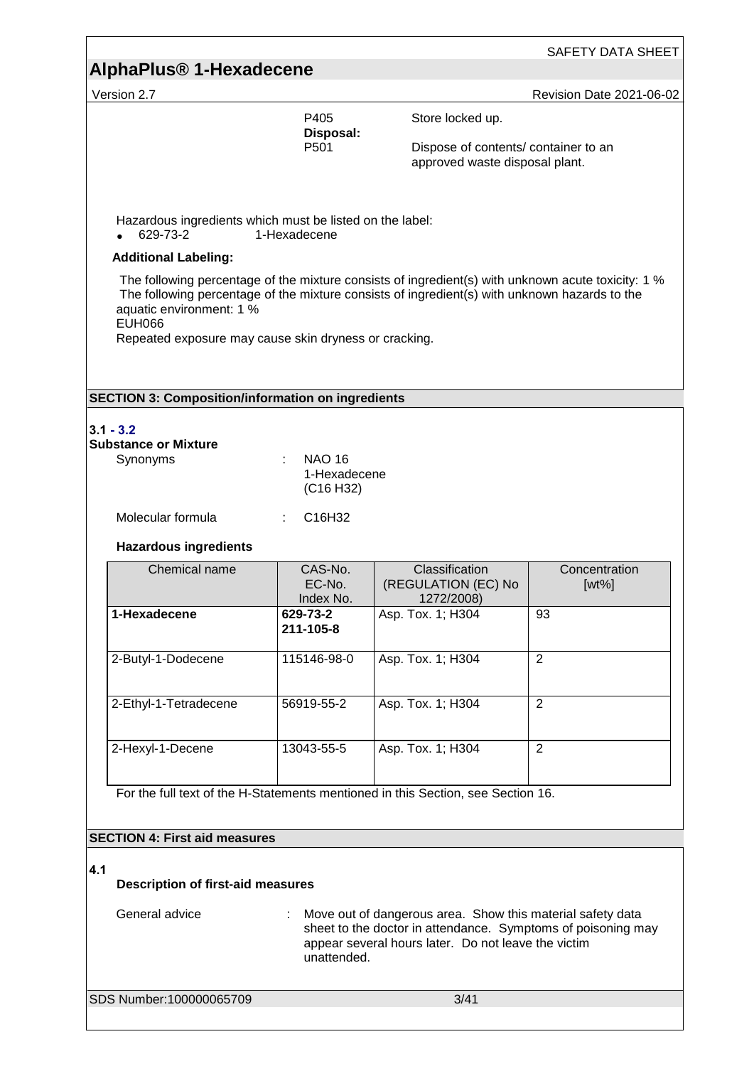| | | |
|---|---|---|
| | P405 | Store locked up. |
| | **Disposal:** | |
| | P501 | Dispose of contents/ container to an approved waste disposal plant. |

Hazardous ingredients which must be listed on the label:

- 629-73-2 1-Hexadecene

**Additional Labeling:**

The following percentage of the mixture consists of ingredient(s) with unknown acute toxicity: 1 %
The following percentage of the mixture consists of ingredient(s) with unknown hazards to the aquatic environment: 1 %
EUH066
Repeated exposure may cause skin dryness or cracking.

## SECTION 3: Composition/information on ingredients

**3.1 - 3.2**
**Substance or Mixture**

Synonyms : NAO 16
1-Hexadecene
(C16 H32)

Molecular formula : $C_{16}H_{32}$

**Hazardous ingredients**

| Chemical name | CAS-No.<br>EC-No.<br>Index No. | Classification (REGULATION (EC) No 1272/2008) | Concentration [wt%] |
|---|---|---|---|
| **1-Hexadecene** | **629-73-2**<br>**211-105-8** | Asp. Tox. 1; H304 | 93 |
| 2-Butyl-1-Dodecene | 115146-98-0 | Asp. Tox. 1; H304 | 2 |
| 2-Ethyl-1-Tetradecene | 56919-55-2 | Asp. Tox. 1; H304 | 2 |
| 2-Hexyl-1-Decene | 13043-55-5 | Asp. Tox. 1; H304 | 2 |

For the full text of the H-Statements mentioned in this Section, see Section 16.

## SECTION 4: First aid measures

**4.1**
**Description of first-aid measures**

General advice : Move out of dangerous area. Show this material safety data sheet to the doctor in attendance. Symptoms of poisoning may appear several hours later. Do not leave the victim unattended.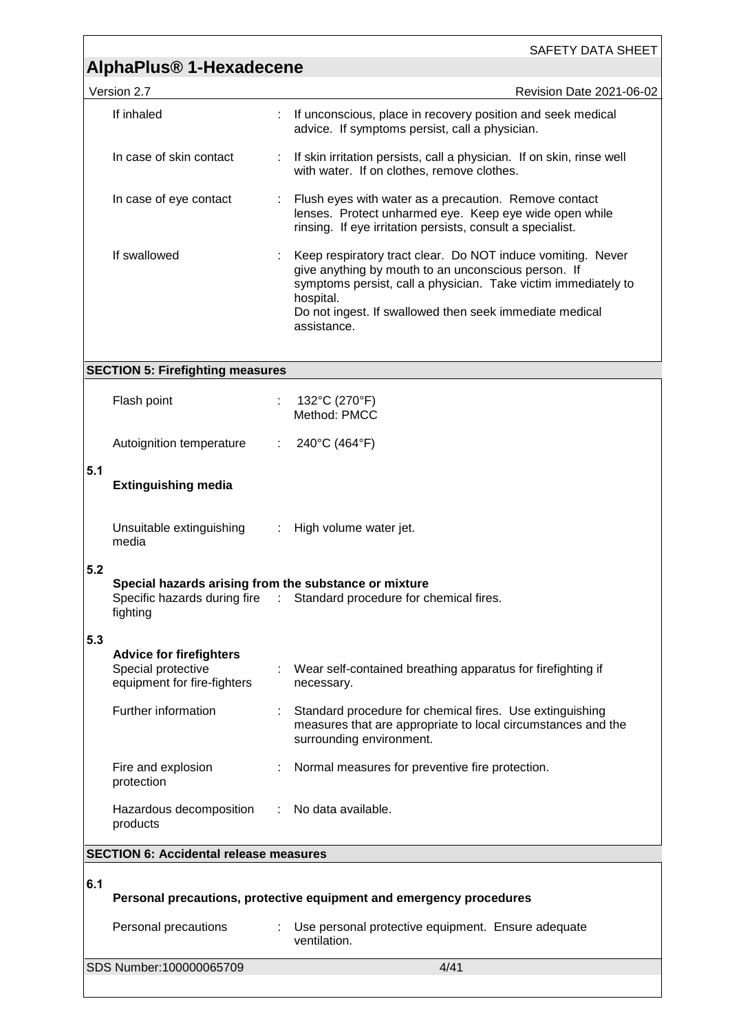| | |
|---|---|
| If inhaled | : If unconscious, place in recovery position and seek medical advice. If symptoms persist, call a physician. |
| In case of skin contact | : If skin irritation persists, call a physician. If on skin, rinse well with water. If on clothes, remove clothes. |
| In case of eye contact | : Flush eyes with water as a precaution. Remove contact lenses. Protect unharmed eye. Keep eye wide open while rinsing. If eye irritation persists, consult a specialist. |
| If swallowed | : Keep respiratory tract clear. Do NOT induce vomiting. Never give anything by mouth to an unconscious person. If symptoms persist, call a physician. Take victim immediately to hospital.<br>Do not ingest. If swallowed then seek immediate medical assistance. |

## SECTION 5: Firefighting measures

| | |
|---|---|
| Flash point | : 132°C (270°F)<br>Method: PMCC |
| Autoignition temperature | : 240°C (464°F) |

### 5.1 Extinguishing media

| | |
|---|---|
| Unsuitable extinguishing media | : High volume water jet. |

### 5.2 Special hazards arising from the substance or mixture

| | |
|---|---|
| Specific hazards during fire fighting | : Standard procedure for chemical fires. |

### 5.3 Advice for firefighters

| | |
|---|---|
| Special protective equipment for fire-fighters | : Wear self-contained breathing apparatus for firefighting if necessary. |
| Further information | : Standard procedure for chemical fires. Use extinguishing measures that are appropriate to local circumstances and the surrounding environment. |
| Fire and explosion protection | : Normal measures for preventive fire protection. |
| Hazardous decomposition products | : No data available. |

## SECTION 6: Accidental release measures

### 6.1 Personal precautions, protective equipment and emergency procedures

| | |
|---|---|
| Personal precautions | : Use personal protective equipment. Ensure adequate ventilation. |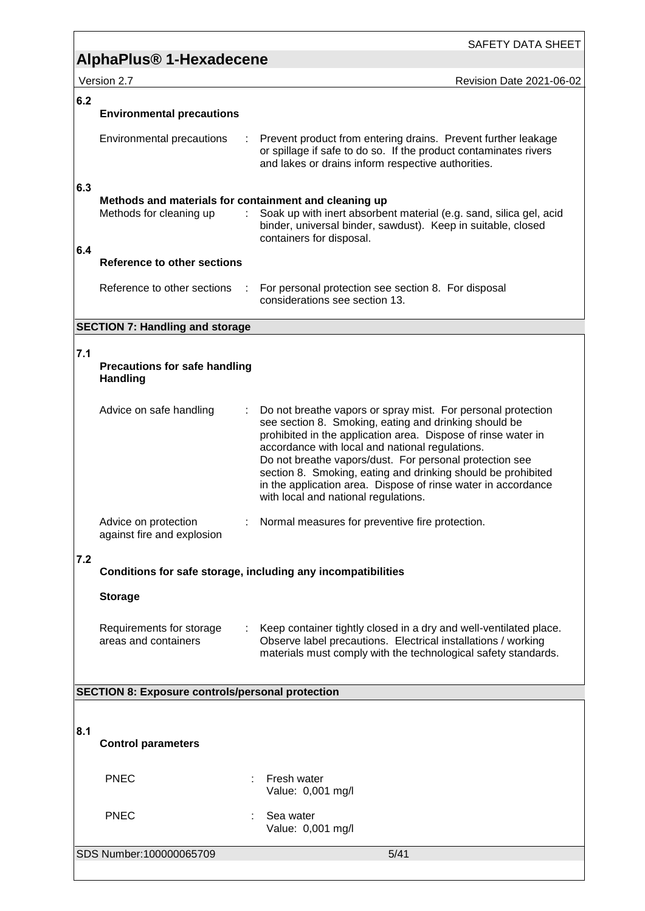### 6.2 Environmental precautions

Environmental precautions : Prevent product from entering drains. Prevent further leakage or spillage if safe to do so. If the product contaminates rivers and lakes or drains inform respective authorities.

### 6.3 Methods and materials for containment and cleaning up

Methods for cleaning up : Soak up with inert absorbent material (e.g. sand, silica gel, acid binder, universal binder, sawdust). Keep in suitable, closed containers for disposal.

### 6.4 Reference to other sections

Reference to other sections : For personal protection see section 8. For disposal considerations see section 13.

## SECTION 7: Handling and storage

### 7.1 Precautions for safe handling

**Handling**

Advice on safe handling : Do not breathe vapors or spray mist. For personal protection see section 8. Smoking, eating and drinking should be prohibited in the application area. Dispose of rinse water in accordance with local and national regulations.
Do not breathe vapors/dust. For personal protection see section 8. Smoking, eating and drinking should be prohibited in the application area. Dispose of rinse water in accordance with local and national regulations.

Advice on protection against fire and explosion : Normal measures for preventive fire protection.

### 7.2 Conditions for safe storage, including any incompatibilities

**Storage**

Requirements for storage areas and containers : Keep container tightly closed in a dry and well-ventilated place. Observe label precautions. Electrical installations / working materials must comply with the technological safety standards.

## SECTION 8: Exposure controls/personal protection

### 8.1 Control parameters

PNEC : Fresh water
Value: 0,001 mg/l

PNEC : Sea water
Value: 0,001 mg/l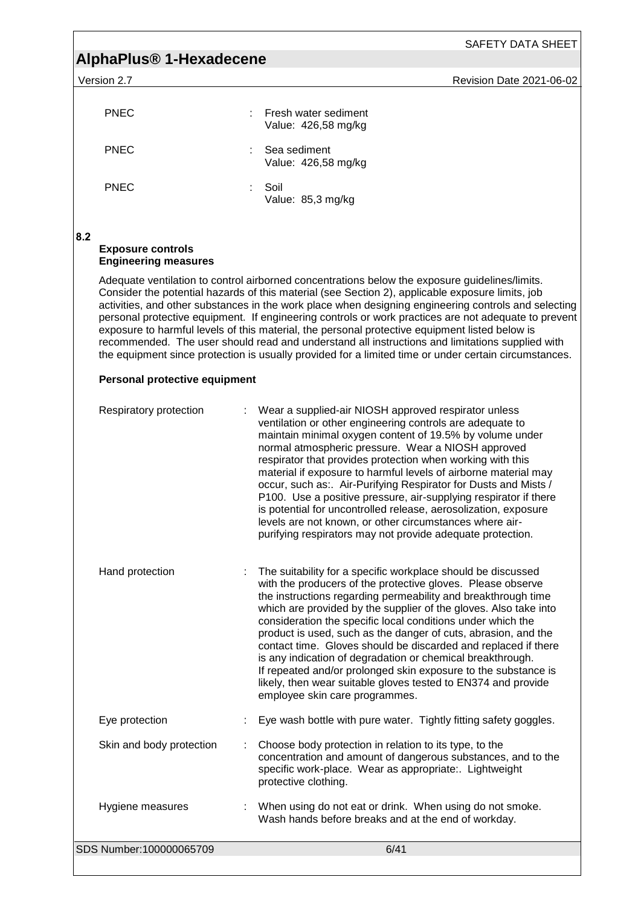| | | |
|---|---|---|
| PNEC | : | Fresh water sediment<br>Value: 426,58 mg/kg |
| PNEC | : | Sea sediment<br>Value: 426,58 mg/kg |
| PNEC | : | Soil<br>Value: 85,3 mg/kg |

## 8.2

**Exposure controls**
**Engineering measures**

Adequate ventilation to control airborned concentrations below the exposure guidelines/limits. Consider the potential hazards of this material (see Section 2), applicable exposure limits, job activities, and other substances in the work place when designing engineering controls and selecting personal protective equipment. If engineering controls or work practices are not adequate to prevent exposure to harmful levels of this material, the personal protective equipment listed below is recommended. The user should read and understand all instructions and limitations supplied with the equipment since protection is usually provided for a limited time or under certain circumstances.

**Personal protective equipment**

| | | |
|---|---|---|
| Respiratory protection | : | Wear a supplied-air NIOSH approved respirator unless ventilation or other engineering controls are adequate to maintain minimal oxygen content of 19.5% by volume under normal atmospheric pressure. Wear a NIOSH approved respirator that provides protection when working with this material if exposure to harmful levels of airborne material may occur, such as:. Air-Purifying Respirator for Dusts and Mists / P100. Use a positive pressure, air-supplying respirator if there is potential for uncontrolled release, aerosolization, exposure levels are not known, or other circumstances where air-purifying respirators may not provide adequate protection. |
| Hand protection | : | The suitability for a specific workplace should be discussed with the producers of the protective gloves. Please observe the instructions regarding permeability and breakthrough time which are provided by the supplier of the gloves. Also take into consideration the specific local conditions under which the product is used, such as the danger of cuts, abrasion, and the contact time. Gloves should be discarded and replaced if there is any indication of degradation or chemical breakthrough.<br>If repeated and/or prolonged skin exposure to the substance is likely, then wear suitable gloves tested to EN374 and provide employee skin care programmes. |
| Eye protection | : | Eye wash bottle with pure water. Tightly fitting safety goggles. |
| Skin and body protection | : | Choose body protection in relation to its type, to the concentration and amount of dangerous substances, and to the specific work-place. Wear as appropriate:. Lightweight protective clothing. |
| Hygiene measures | : | When using do not eat or drink. When using do not smoke. Wash hands before breaks and at the end of workday. |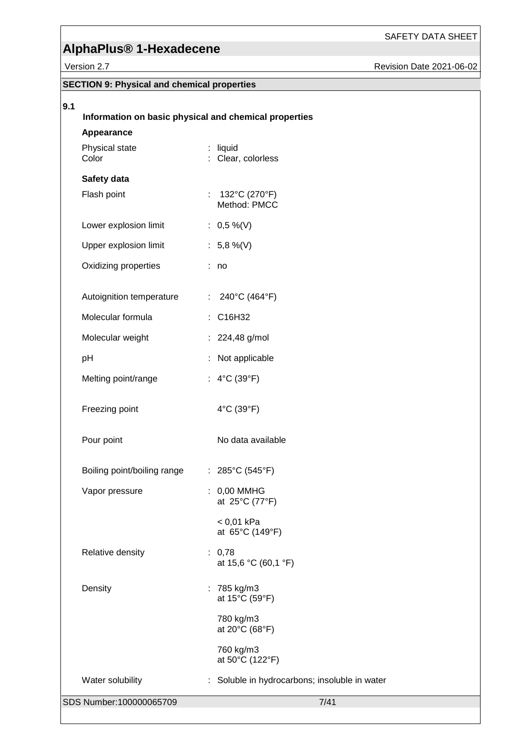## SECTION 9: Physical and chemical properties

**9.1**

### Information on basic physical and chemical properties

**Appearance**

| | |
|---|---|
| Physical state | : liquid |
| Color | : Clear, colorless |

**Safety data**

| | |
|---|---|
| Flash point | : 132°C (270°F)<br>Method: PMCC |
| Lower explosion limit | : 0,5 %(V) |
| Upper explosion limit | : 5,8 %(V) |
| Oxidizing properties | : no |
| Autoignition temperature | : 240°C (464°F) |
| Molecular formula | : $C_{16}H_{32}$ |
| Molecular weight | : 224,48 g/mol |
| pH | : Not applicable |
| Melting point/range | : 4°C (39°F) |
| Freezing point | 4°C (39°F) |
| Pour point | No data available |
| Boiling point/boiling range | : 285°C (545°F) |
| Vapor pressure | : 0,00 MMHG<br>at 25°C (77°F)<br><br>< 0,01 kPa<br>at 65°C (149°F) |
| Relative density | : 0,78<br>at 15,6 °C (60,1 °F) |
| Density | : 785 kg/m3<br>at 15°C (59°F)<br><br>780 kg/m3<br>at 20°C (68°F)<br><br>760 kg/m3<br>at 50°C (122°F) |
| Water solubility | : Soluble in hydrocarbons; insoluble in water |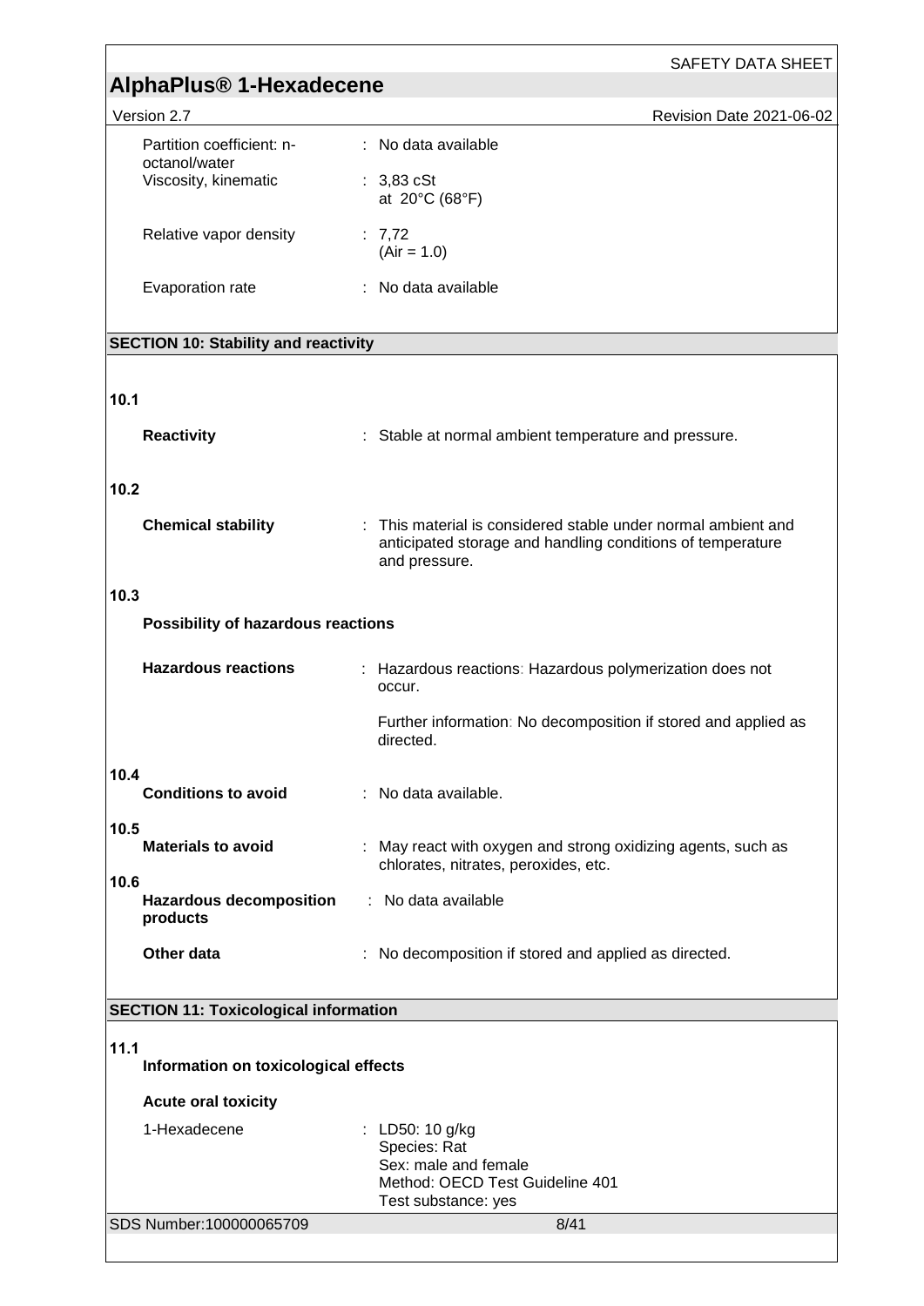| | |
|---|---|
| Partition coefficient: n-octanol/water | : No data available |
| Viscosity, kinematic | : 3,83 cSt at 20°C (68°F) |
| Relative vapor density | : 7,72 (Air = 1.0) |
| Evaporation rate | : No data available |

## SECTION 10: Stability and reactivity

**10.1**

**Reactivity** : Stable at normal ambient temperature and pressure.

**10.2**

**Chemical stability** : This material is considered stable under normal ambient and anticipated storage and handling conditions of temperature and pressure.

**10.3**

**Possibility of hazardous reactions**

**Hazardous reactions** : Hazardous reactions: Hazardous polymerization does not occur.

Further information: No decomposition if stored and applied as directed.

**10.4**

**Conditions to avoid** : No data available.

**10.5**

**Materials to avoid** : May react with oxygen and strong oxidizing agents, such as chlorates, nitrates, peroxides, etc.

**10.6**

**Hazardous decomposition products** : No data available

**Other data** : No decomposition if stored and applied as directed.

## SECTION 11: Toxicological information

**11.1**

**Information on toxicological effects**

**Acute oral toxicity**

1-Hexadecene : LD50: 10 g/kg
Species: Rat
Sex: male and female
Method: OECD Test Guideline 401
Test substance: yes

SDS Number:100000065709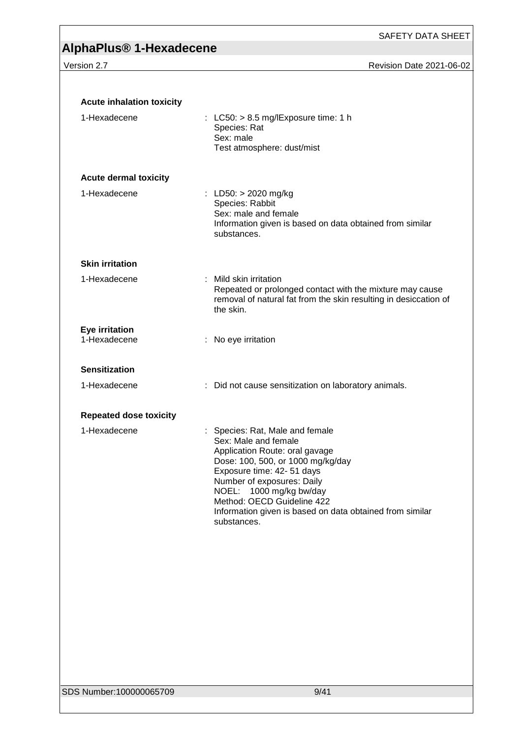**Acute inhalation toxicity**

1-Hexadecene : LC50: > 8.5 mg/lExposure time: 1 h
Species: Rat
Sex: male
Test atmosphere: dust/mist

**Acute dermal toxicity**

1-Hexadecene : LD50: > 2020 mg/kg
Species: Rabbit
Sex: male and female
Information given is based on data obtained from similar substances.

**Skin irritation**

1-Hexadecene : Mild skin irritation
Repeated or prolonged contact with the mixture may cause removal of natural fat from the skin resulting in desiccation of the skin.

**Eye irritation**

1-Hexadecene : No eye irritation

**Sensitization**

1-Hexadecene : Did not cause sensitization on laboratory animals.

**Repeated dose toxicity**

1-Hexadecene : Species: Rat, Male and female
Sex: Male and female
Application Route: oral gavage
Dose: 100, 500, or 1000 mg/kg/day
Exposure time: 42- 51 days
Number of exposures: Daily
NOEL: 1000 mg/kg bw/day
Method: OECD Guideline 422
Information given is based on data obtained from similar substances.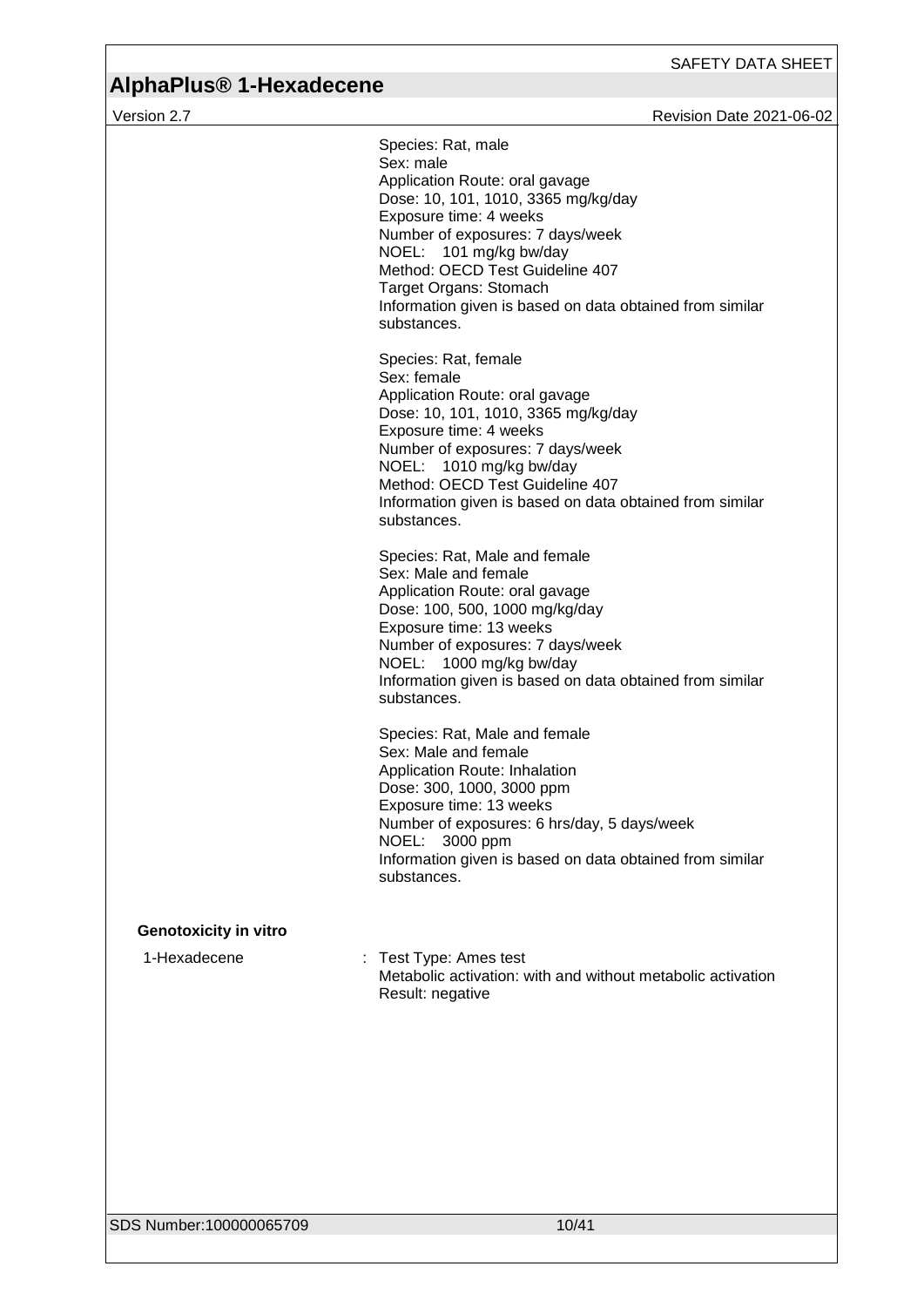Species: Rat, male
Sex: male
Application Route: oral gavage
Dose: 10, 101, 1010, 3365 mg/kg/day
Exposure time: 4 weeks
Number of exposures: 7 days/week
NOEL: 101 mg/kg bw/day
Method: OECD Test Guideline 407
Target Organs: Stomach
Information given is based on data obtained from similar substances.

Species: Rat, female
Sex: female
Application Route: oral gavage
Dose: 10, 101, 1010, 3365 mg/kg/day
Exposure time: 4 weeks
Number of exposures: 7 days/week
NOEL: 1010 mg/kg bw/day
Method: OECD Test Guideline 407
Information given is based on data obtained from similar substances.

Species: Rat, Male and female
Sex: Male and female
Application Route: oral gavage
Dose: 100, 500, 1000 mg/kg/day
Exposure time: 13 weeks
Number of exposures: 7 days/week
NOEL: 1000 mg/kg bw/day
Information given is based on data obtained from similar substances.

Species: Rat, Male and female
Sex: Male and female
Application Route: Inhalation
Dose: 300, 1000, 3000 ppm
Exposure time: 13 weeks
Number of exposures: 6 hrs/day, 5 days/week
NOEL: 3000 ppm
Information given is based on data obtained from similar substances.

**Genotoxicity in vitro**

1-Hexadecene : Test Type: Ames test
Metabolic activation: with and without metabolic activation
Result: negative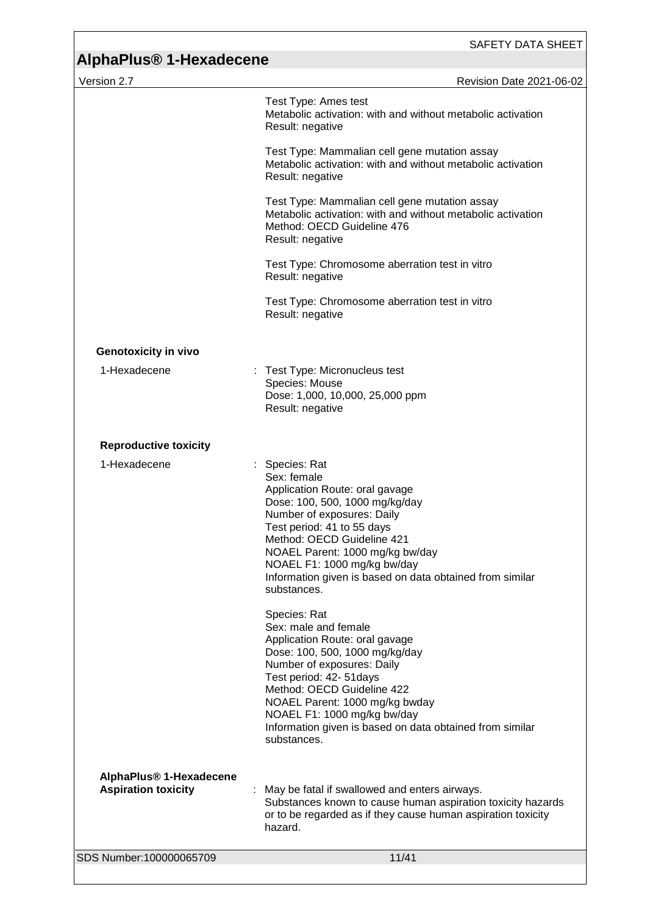Test Type: Ames test
Metabolic activation: with and without metabolic activation
Result: negative

Test Type: Mammalian cell gene mutation assay
Metabolic activation: with and without metabolic activation
Result: negative

Test Type: Mammalian cell gene mutation assay
Metabolic activation: with and without metabolic activation
Method: OECD Guideline 476
Result: negative

Test Type: Chromosome aberration test in vitro
Result: negative

Test Type: Chromosome aberration test in vitro
Result: negative

**Genotoxicity in vivo**

1-Hexadecene : Test Type: Micronucleus test
Species: Mouse
Dose: 1,000, 10,000, 25,000 ppm
Result: negative

**Reproductive toxicity**

1-Hexadecene : Species: Rat
Sex: female
Application Route: oral gavage
Dose: 100, 500, 1000 mg/kg/day
Number of exposures: Daily
Test period: 41 to 55 days
Method: OECD Guideline 421
NOAEL Parent: 1000 mg/kg bw/day
NOAEL F1: 1000 mg/kg bw/day
Information given is based on data obtained from similar substances.

Species: Rat
Sex: male and female
Application Route: oral gavage
Dose: 100, 500, 1000 mg/kg/day
Number of exposures: Daily
Test period: 42- 51days
Method: OECD Guideline 422
NOAEL Parent: 1000 mg/kg bwday
NOAEL F1: 1000 mg/kg bw/day
Information given is based on data obtained from similar substances.

**AlphaPlus® 1-Hexadecene**
**Aspiration toxicity** : May be fatal if swallowed and enters airways.
Substances known to cause human aspiration toxicity hazards or to be regarded as if they cause human aspiration toxicity hazard.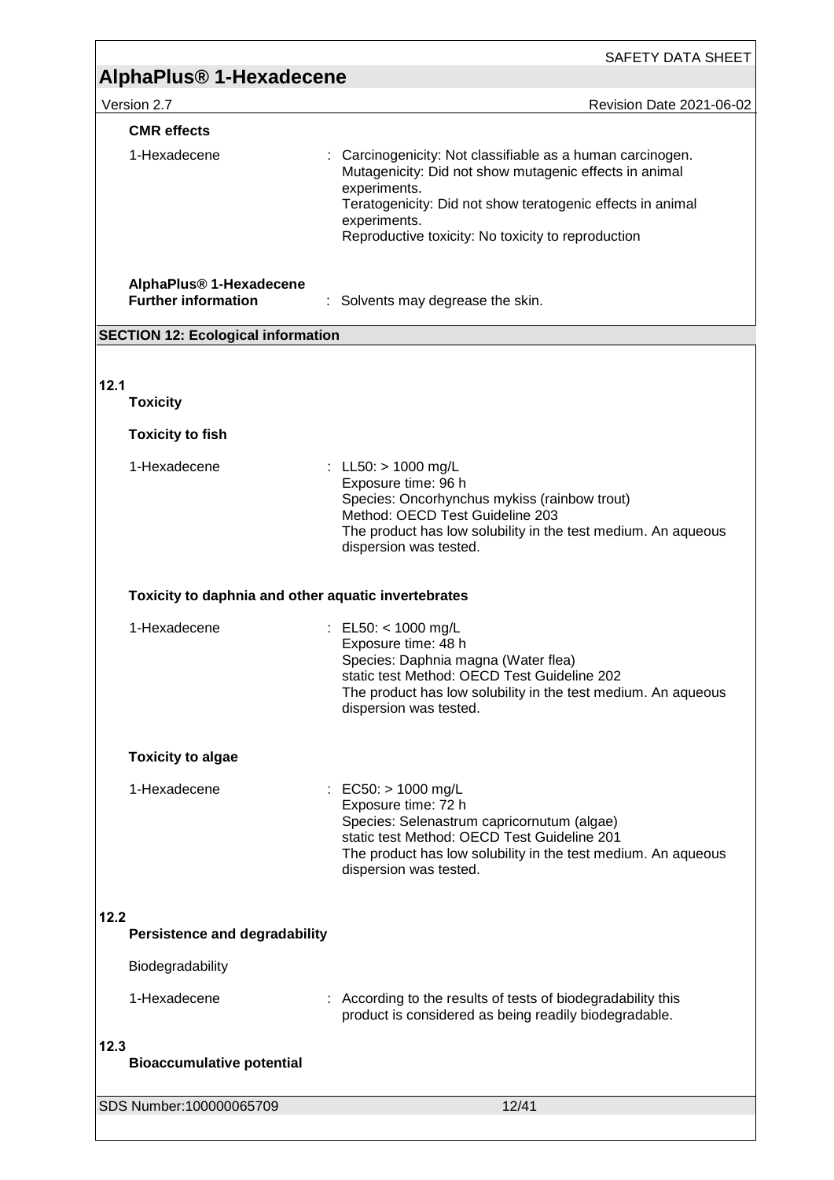**CMR effects**

1-Hexadecene : Carcinogenicity: Not classifiable as a human carcinogen.
Mutagenicity: Did not show mutagenic effects in animal experiments.
Teratogenicity: Did not show teratogenic effects in animal experiments.
Reproductive toxicity: No toxicity to reproduction

**AlphaPlus® 1-Hexadecene**
**Further information** : Solvents may degrease the skin.

## SECTION 12: Ecological information

### 12.1 Toxicity

**Toxicity to fish**

1-Hexadecene : LL50: > 1000 mg/L
Exposure time: 96 h
Species: Oncorhynchus mykiss (rainbow trout)
Method: OECD Test Guideline 203
The product has low solubility in the test medium. An aqueous dispersion was tested.

**Toxicity to daphnia and other aquatic invertebrates**

1-Hexadecene : EL50: < 1000 mg/L
Exposure time: 48 h
Species: Daphnia magna (Water flea)
static test Method: OECD Test Guideline 202
The product has low solubility in the test medium. An aqueous dispersion was tested.

**Toxicity to algae**

1-Hexadecene : EC50: > 1000 mg/L
Exposure time: 72 h
Species: Selenastrum capricornutum (algae)
static test Method: OECD Test Guideline 201
The product has low solubility in the test medium. An aqueous dispersion was tested.

### 12.2 Persistence and degradability

Biodegradability

1-Hexadecene : According to the results of tests of biodegradability this product is considered as being readily biodegradable.

### 12.3 Bioaccumulative potential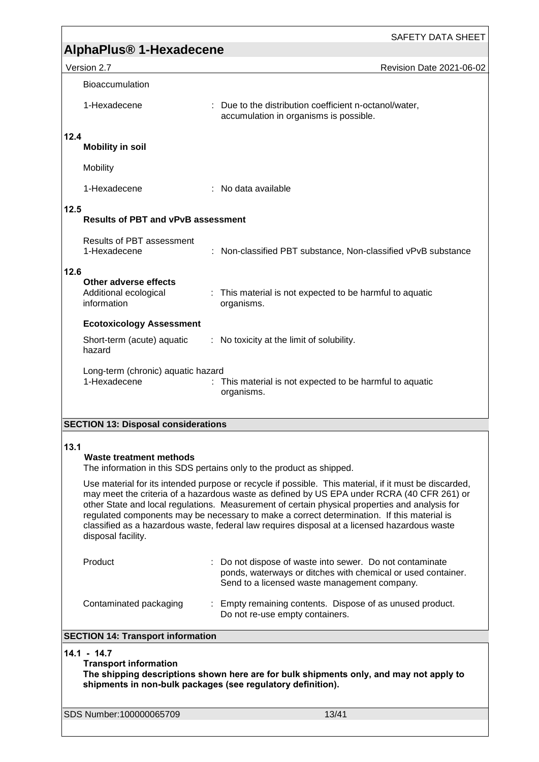Bioaccumulation

| | |
|---|---|
| 1-Hexadecene | : Due to the distribution coefficient n-octanol/water, accumulation in organisms is possible. |

**12.4**

**Mobility in soil**

Mobility

| | |
|---|---|
| 1-Hexadecene | : No data available |

**12.5**

**Results of PBT and vPvB assessment**

Results of PBT assessment

| | |
|---|---|
| 1-Hexadecene | : Non-classified PBT substance, Non-classified vPvB substance |

**12.6**

**Other adverse effects**

| | |
|---|---|
| Additional ecological information | : This material is not expected to be harmful to aquatic organisms. |

**Ecotoxicology Assessment**

| | |
|---|---|
| Short-term (acute) aquatic hazard | : No toxicity at the limit of solubility. |

Long-term (chronic) aquatic hazard

| | |
|---|---|
| 1-Hexadecene | : This material is not expected to be harmful to aquatic organisms. |

## SECTION 13: Disposal considerations

**13.1**

**Waste treatment methods**

The information in this SDS pertains only to the product as shipped.

Use material for its intended purpose or recycle if possible. This material, if it must be discarded, may meet the criteria of a hazardous waste as defined by US EPA under RCRA (40 CFR 261) or other State and local regulations. Measurement of certain physical properties and analysis for regulated components may be necessary to make a correct determination. If this material is classified as a hazardous waste, federal law requires disposal at a licensed hazardous waste disposal facility.

| | |
|---|---|
| Product | : Do not dispose of waste into sewer. Do not contaminate ponds, waterways or ditches with chemical or used container. Send to a licensed waste management company. |
| Contaminated packaging | : Empty remaining contents. Dispose of as unused product. Do not re-use empty containers. |

## SECTION 14: Transport information

**14.1 - 14.7**

**Transport information**

**The shipping descriptions shown here are for bulk shipments only, and may not apply to shipments in non-bulk packages (see regulatory definition).**

SDS Number:100000065709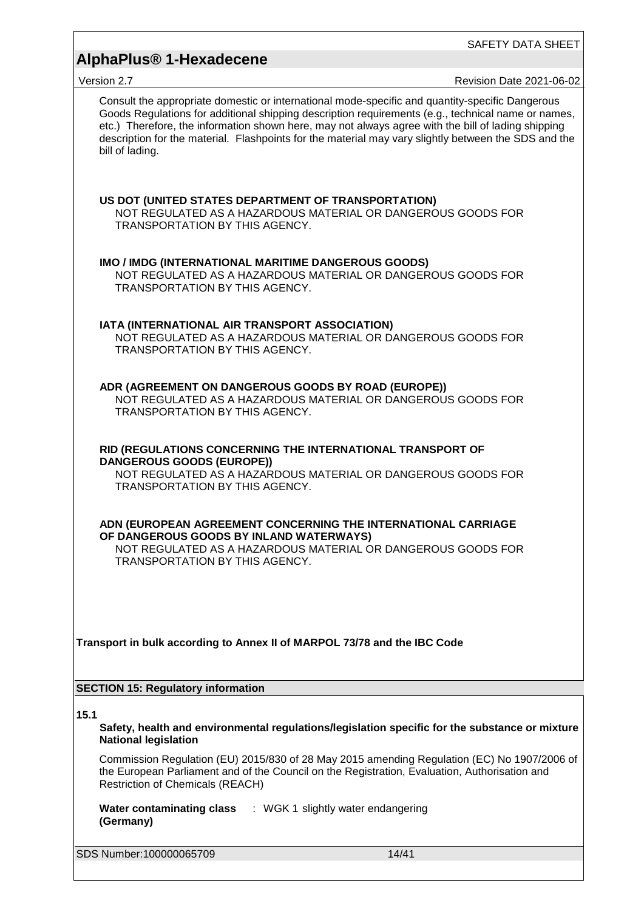Consult the appropriate domestic or international mode-specific and quantity-specific Dangerous Goods Regulations for additional shipping description requirements (e.g., technical name or names, etc.) Therefore, the information shown here, may not always agree with the bill of lading shipping description for the material. Flashpoints for the material may vary slightly between the SDS and the bill of lading.

**US DOT (UNITED STATES DEPARTMENT OF TRANSPORTATION)**
NOT REGULATED AS A HAZARDOUS MATERIAL OR DANGEROUS GOODS FOR TRANSPORTATION BY THIS AGENCY.

**IMO / IMDG (INTERNATIONAL MARITIME DANGEROUS GOODS)**
NOT REGULATED AS A HAZARDOUS MATERIAL OR DANGEROUS GOODS FOR TRANSPORTATION BY THIS AGENCY.

**IATA (INTERNATIONAL AIR TRANSPORT ASSOCIATION)**
NOT REGULATED AS A HAZARDOUS MATERIAL OR DANGEROUS GOODS FOR TRANSPORTATION BY THIS AGENCY.

**ADR (AGREEMENT ON DANGEROUS GOODS BY ROAD (EUROPE))**
NOT REGULATED AS A HAZARDOUS MATERIAL OR DANGEROUS GOODS FOR TRANSPORTATION BY THIS AGENCY.

**RID (REGULATIONS CONCERNING THE INTERNATIONAL TRANSPORT OF DANGEROUS GOODS (EUROPE))**
NOT REGULATED AS A HAZARDOUS MATERIAL OR DANGEROUS GOODS FOR TRANSPORTATION BY THIS AGENCY.

**ADN (EUROPEAN AGREEMENT CONCERNING THE INTERNATIONAL CARRIAGE OF DANGEROUS GOODS BY INLAND WATERWAYS)**
NOT REGULATED AS A HAZARDOUS MATERIAL OR DANGEROUS GOODS FOR TRANSPORTATION BY THIS AGENCY.

**Transport in bulk according to Annex II of MARPOL 73/78 and the IBC Code**

## SECTION 15: Regulatory information

**15.1**

**Safety, health and environmental regulations/legislation specific for the substance or mixture**
**National legislation**

Commission Regulation (EU) 2015/830 of 28 May 2015 amending Regulation (EC) No 1907/2006 of the European Parliament and of the Council on the Registration, Evaluation, Authorisation and Restriction of Chemicals (REACH)

**Water contaminating class (Germany)** : WGK 1 slightly water endangering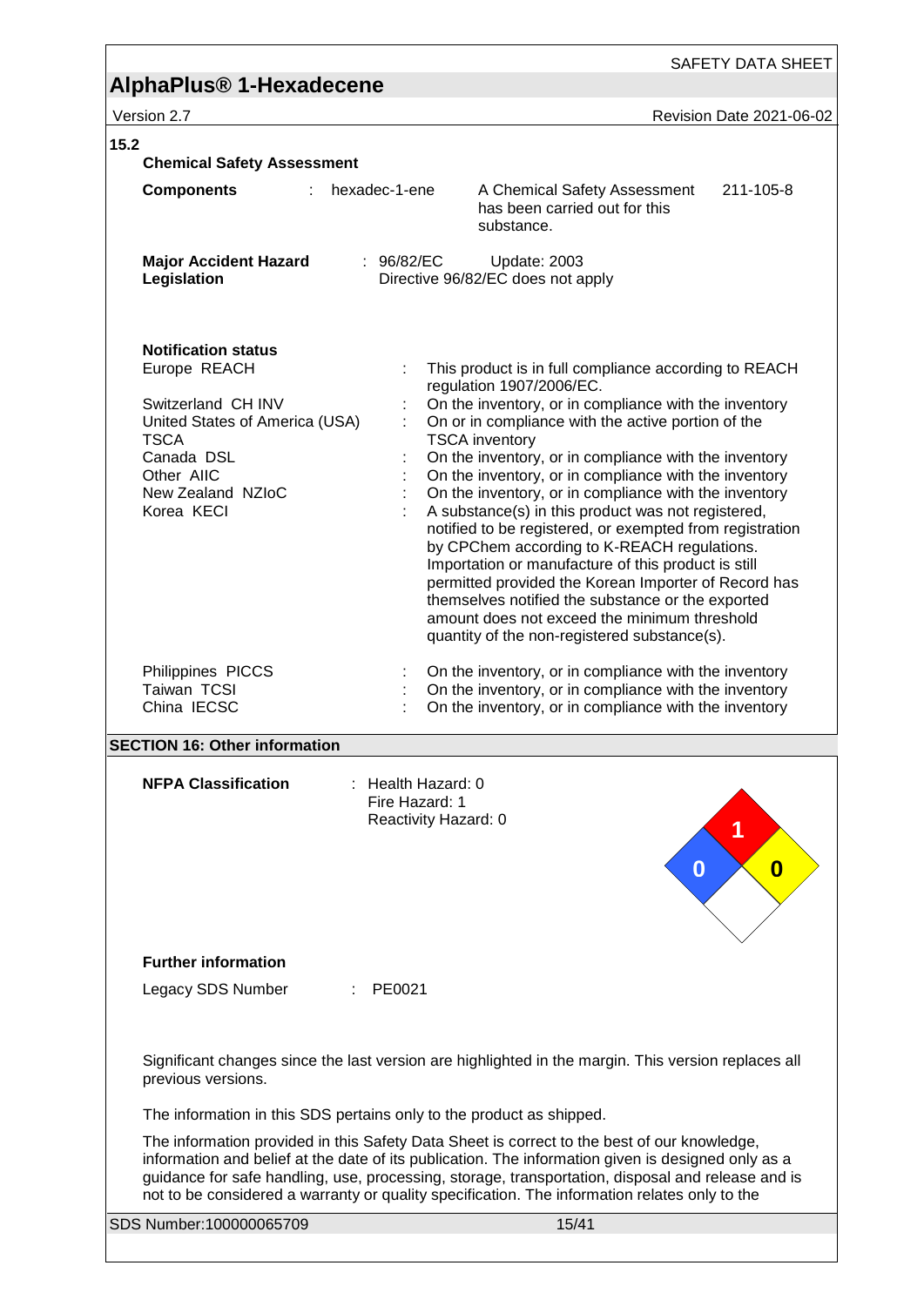**15.2**

**Chemical Safety Assessment**

| | | | |
|---|---|---|---|
| **Components** | : hexadec-1-ene | A Chemical Safety Assessment has been carried out for this substance. | 211-105-8 |

**Major Accident Hazard Legislation** : 96/82/EC Update: 2003
Directive 96/82/EC does not apply

**Notification status**

| | | |
|---|---|---|
| Europe REACH | : | This product is in full compliance according to REACH regulation 1907/2006/EC. |
| Switzerland CH INV | : | On the inventory, or in compliance with the inventory |
| United States of America (USA) TSCA | : | On or in compliance with the active portion of the TSCA inventory |
| Canada DSL | : | On the inventory, or in compliance with the inventory |
| Other AIIC | : | On the inventory, or in compliance with the inventory |
| New Zealand NZIoC | : | On the inventory, or in compliance with the inventory |
| Korea KECI | : | A substance(s) in this product was not registered, notified to be registered, or exempted from registration by CPChem according to K-REACH regulations. Importation or manufacture of this product is still permitted provided the Korean Importer of Record has themselves notified the substance or the exported amount does not exceed the minimum threshold quantity of the non-registered substance(s). |
| Philippines PICCS | : | On the inventory, or in compliance with the inventory |
| Taiwan TCSI | : | On the inventory, or in compliance with the inventory |
| China IECSC | : | On the inventory, or in compliance with the inventory |

## SECTION 16: Other information

**NFPA Classification** : Health Hazard: 0
Fire Hazard: 1
Reactivity Hazard: 0

**Further information**

Legacy SDS Number : PE0021

Significant changes since the last version are highlighted in the margin. This version replaces all previous versions.

The information in this SDS pertains only to the product as shipped.

The information provided in this Safety Data Sheet is correct to the best of our knowledge, information and belief at the date of its publication. The information given is designed only as a guidance for safe handling, use, processing, storage, transportation, disposal and release and is not to be considered a warranty or quality specification. The information relates only to the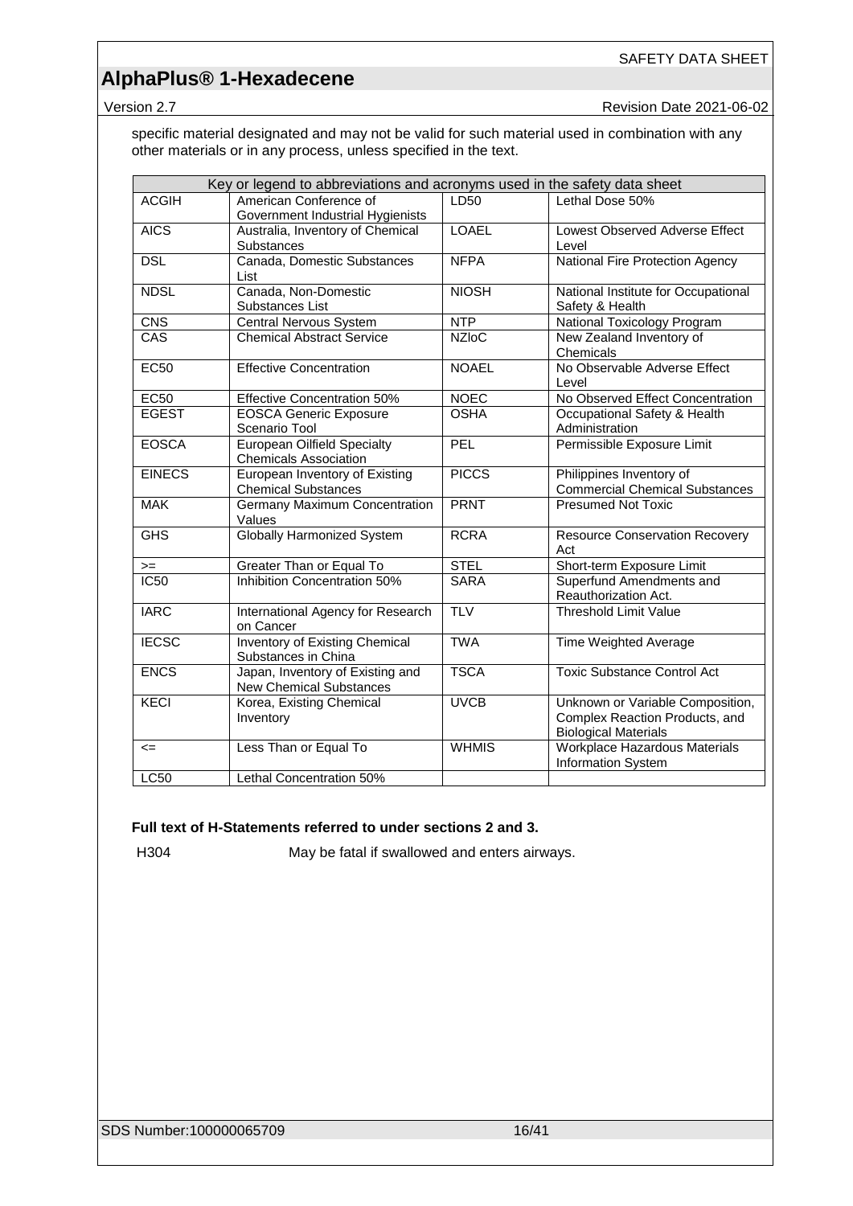specific material designated and may not be valid for such material used in combination with any other materials or in any process, unless specified in the text.

| Key or legend to abbreviations and acronyms used in the safety data sheet | | | |
|---|---|---|---|
| ACGIH | American Conference of Government Industrial Hygienists | LD50 | Lethal Dose 50% |
| AICS | Australia, Inventory of Chemical Substances | LOAEL | Lowest Observed Adverse Effect Level |
| DSL | Canada, Domestic Substances List | NFPA | National Fire Protection Agency |
| NDSL | Canada, Non-Domestic Substances List | NIOSH | National Institute for Occupational Safety & Health |
| CNS | Central Nervous System | NTP | National Toxicology Program |
| CAS | Chemical Abstract Service | NZIoC | New Zealand Inventory of Chemicals |
| EC50 | Effective Concentration | NOAEL | No Observable Adverse Effect Level |
| EC50 | Effective Concentration 50% | NOEC | No Observed Effect Concentration |
| EGEST | EOSCA Generic Exposure Scenario Tool | OSHA | Occupational Safety & Health Administration |
| EOSCA | European Oilfield Specialty Chemicals Association | PEL | Permissible Exposure Limit |
| EINECS | European Inventory of Existing Chemical Substances | PICCS | Philippines Inventory of Commercial Chemical Substances |
| MAK | Germany Maximum Concentration Values | PRNT | Presumed Not Toxic |
| GHS | Globally Harmonized System | RCRA | Resource Conservation Recovery Act |
| >= | Greater Than or Equal To | STEL | Short-term Exposure Limit |
| IC50 | Inhibition Concentration 50% | SARA | Superfund Amendments and Reauthorization Act. |
| IARC | International Agency for Research on Cancer | TLV | Threshold Limit Value |
| IECSC | Inventory of Existing Chemical Substances in China | TWA | Time Weighted Average |
| ENCS | Japan, Inventory of Existing and New Chemical Substances | TSCA | Toxic Substance Control Act |
| KECI | Korea, Existing Chemical Inventory | UVCB | Unknown or Variable Composition, Complex Reaction Products, and Biological Materials |
| <= | Less Than or Equal To | WHMIS | Workplace Hazardous Materials Information System |
| LC50 | Lethal Concentration 50% | | |

**Full text of H-Statements referred to under sections 2 and 3.**

H304 May be fatal if swallowed and enters airways.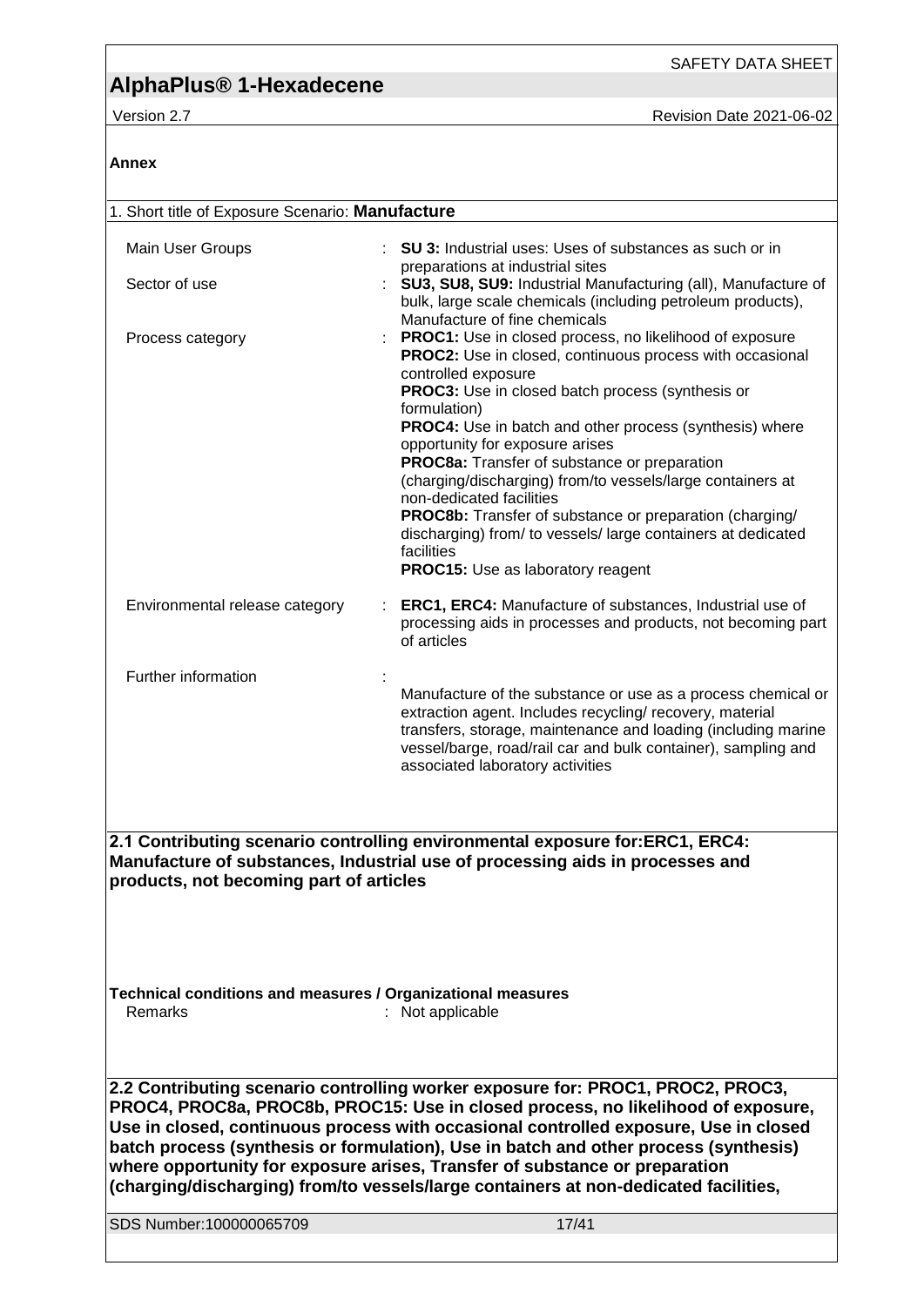**Annex**

1. Short title of Exposure Scenario: **Manufacture**

| | |
|---|---|
| Main User Groups | : **SU 3:** Industrial uses: Uses of substances as such or in preparations at industrial sites |
| Sector of use | : **SU3, SU8, SU9:** Industrial Manufacturing (all), Manufacture of bulk, large scale chemicals (including petroleum products), Manufacture of fine chemicals |
| Process category | : **PROC1:** Use in closed process, no likelihood of exposure<br>**PROC2:** Use in closed, continuous process with occasional controlled exposure<br>**PROC3:** Use in closed batch process (synthesis or formulation)<br>**PROC4:** Use in batch and other process (synthesis) where opportunity for exposure arises<br>**PROC8a:** Transfer of substance or preparation (charging/discharging) from/to vessels/large containers at non-dedicated facilities<br>**PROC8b:** Transfer of substance or preparation (charging/ discharging) from/ to vessels/ large containers at dedicated facilities<br>**PROC15:** Use as laboratory reagent |
| Environmental release category | : **ERC1, ERC4:** Manufacture of substances, Industrial use of processing aids in processes and products, not becoming part of articles |
| Further information | : Manufacture of the substance or use as a process chemical or extraction agent. Includes recycling/ recovery, material transfers, storage, maintenance and loading (including marine vessel/barge, road/rail car and bulk container), sampling and associated laboratory activities |

**2.1 Contributing scenario controlling environmental exposure for:ERC1, ERC4: Manufacture of substances, Industrial use of processing aids in processes and products, not becoming part of articles**

**Technical conditions and measures / Organizational measures**

Remarks : Not applicable

**2.2 Contributing scenario controlling worker exposure for: PROC1, PROC2, PROC3, PROC4, PROC8a, PROC8b, PROC15: Use in closed process, no likelihood of exposure, Use in closed, continuous process with occasional controlled exposure, Use in closed batch process (synthesis or formulation), Use in batch and other process (synthesis) where opportunity for exposure arises, Transfer of substance or preparation (charging/discharging) from/to vessels/large containers at non-dedicated facilities,**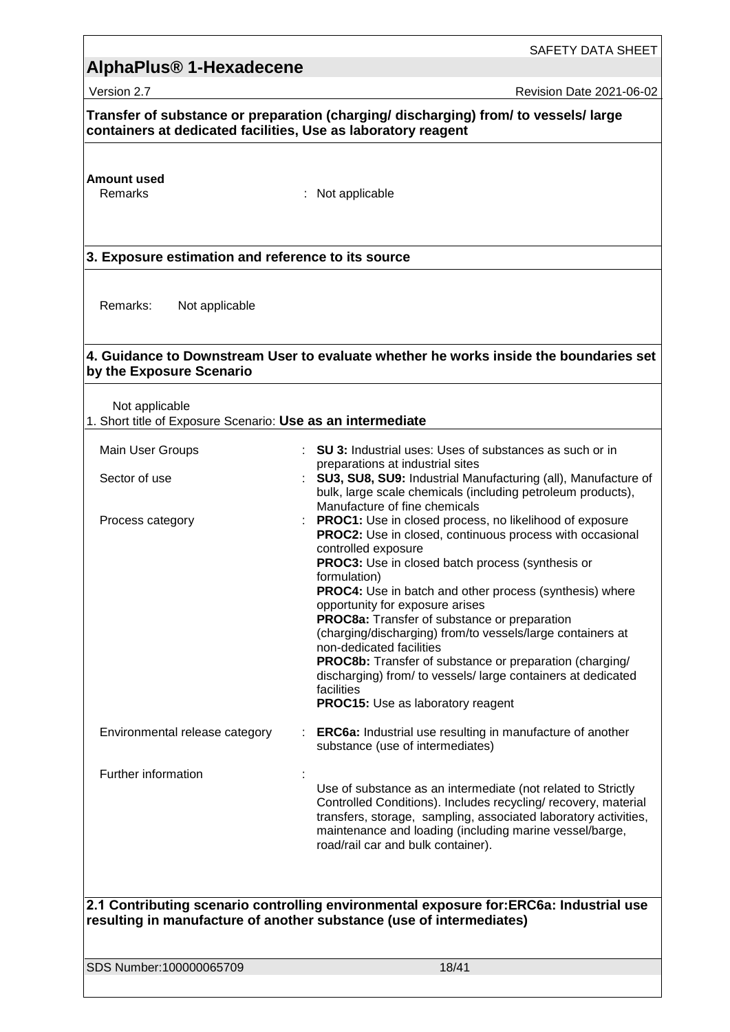**Transfer of substance or preparation (charging/ discharging) from/ to vessels/ large containers at dedicated facilities, Use as laboratory reagent**

**Amount used**

| | |
|---|---|
| Remarks | : Not applicable |

## 3. Exposure estimation and reference to its source

Remarks: Not applicable

## 4. Guidance to Downstream User to evaluate whether he works inside the boundaries set by the Exposure Scenario

Not applicable

1. Short title of Exposure Scenario: **Use as an intermediate**

| | |
|---|---|
| Main User Groups | : **SU 3:** Industrial uses: Uses of substances as such or in preparations at industrial sites |
| Sector of use | : **SU3, SU8, SU9:** Industrial Manufacturing (all), Manufacture of bulk, large scale chemicals (including petroleum products), Manufacture of fine chemicals |
| Process category | : **PROC1:** Use in closed process, no likelihood of exposure<br>**PROC2:** Use in closed, continuous process with occasional controlled exposure<br>**PROC3:** Use in closed batch process (synthesis or formulation)<br>**PROC4:** Use in batch and other process (synthesis) where opportunity for exposure arises<br>**PROC8a:** Transfer of substance or preparation (charging/discharging) from/to vessels/large containers at non-dedicated facilities<br>**PROC8b:** Transfer of substance or preparation (charging/ discharging) from/ to vessels/ large containers at dedicated facilities<br>**PROC15:** Use as laboratory reagent |
| Environmental release category | : **ERC6a:** Industrial use resulting in manufacture of another substance (use of intermediates) |
| Further information | : Use of substance as an intermediate (not related to Strictly Controlled Conditions). Includes recycling/ recovery, material transfers, storage, sampling, associated laboratory activities, maintenance and loading (including marine vessel/barge, road/rail car and bulk container). |

## 2.1 Contributing scenario controlling environmental exposure for:ERC6a: Industrial use resulting in manufacture of another substance (use of intermediates)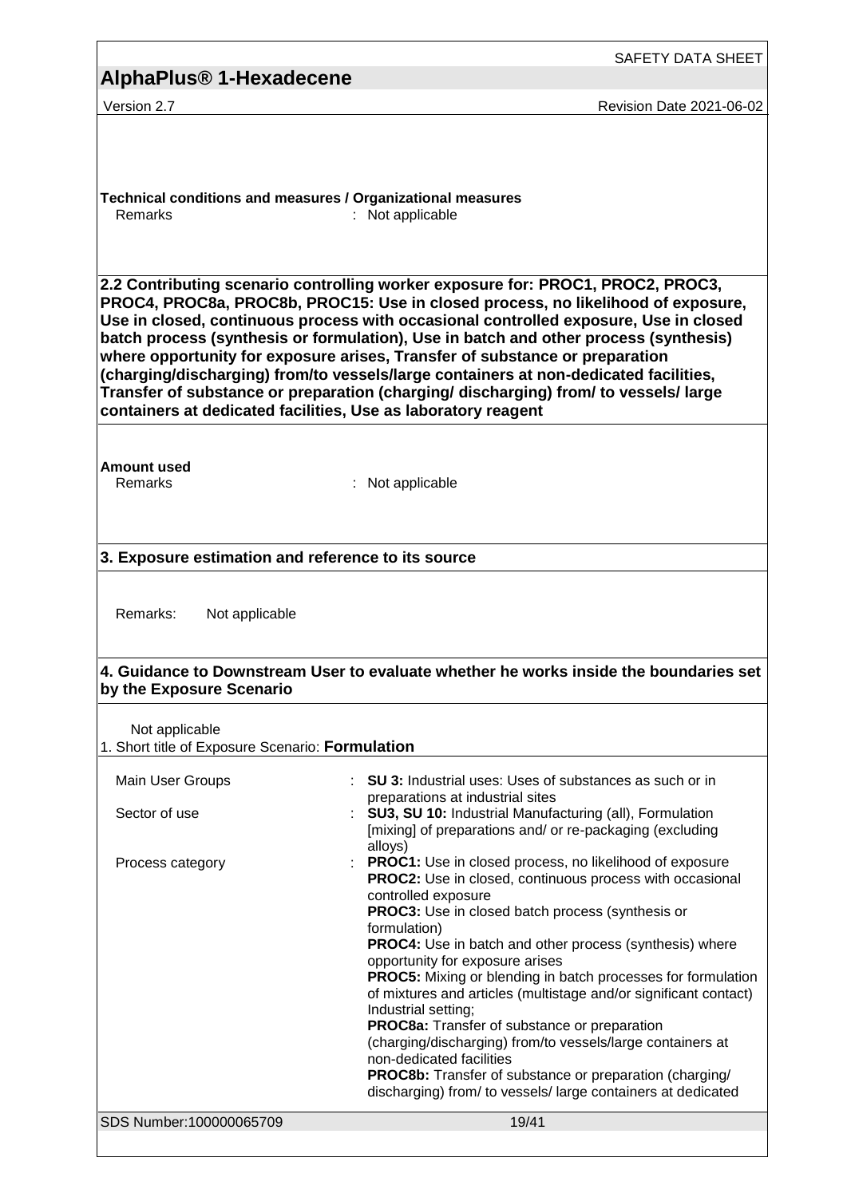**Technical conditions and measures / Organizational measures**

Remarks : Not applicable

**2.2 Contributing scenario controlling worker exposure for: PROC1, PROC2, PROC3, PROC4, PROC8a, PROC8b, PROC15: Use in closed process, no likelihood of exposure, Use in closed, continuous process with occasional controlled exposure, Use in closed batch process (synthesis or formulation), Use in batch and other process (synthesis) where opportunity for exposure arises, Transfer of substance or preparation (charging/discharging) from/to vessels/large containers at non-dedicated facilities, Transfer of substance or preparation (charging/ discharging) from/ to vessels/ large containers at dedicated facilities, Use as laboratory reagent**

**Amount used**

Remarks : Not applicable

**3. Exposure estimation and reference to its source**

Remarks: Not applicable

**4. Guidance to Downstream User to evaluate whether he works inside the boundaries set by the Exposure Scenario**

Not applicable

1. Short title of Exposure Scenario: **Formulation**

| | |
|---|---|
| Main User Groups | : **SU 3:** Industrial uses: Uses of substances as such or in preparations at industrial sites |
| Sector of use | : **SU3, SU 10:** Industrial Manufacturing (all), Formulation [mixing] of preparations and/ or re-packaging (excluding alloys) |
| Process category | : **PROC1:** Use in closed process, no likelihood of exposure<br>**PROC2:** Use in closed, continuous process with occasional controlled exposure<br>**PROC3:** Use in closed batch process (synthesis or formulation)<br>**PROC4:** Use in batch and other process (synthesis) where opportunity for exposure arises<br>**PROC5:** Mixing or blending in batch processes for formulation of mixtures and articles (multistage and/or significant contact) Industrial setting;<br>**PROC8a:** Transfer of substance or preparation (charging/discharging) from/to vessels/large containers at non-dedicated facilities<br>**PROC8b:** Transfer of substance or preparation (charging/ discharging) from/ to vessels/ large containers at dedicated |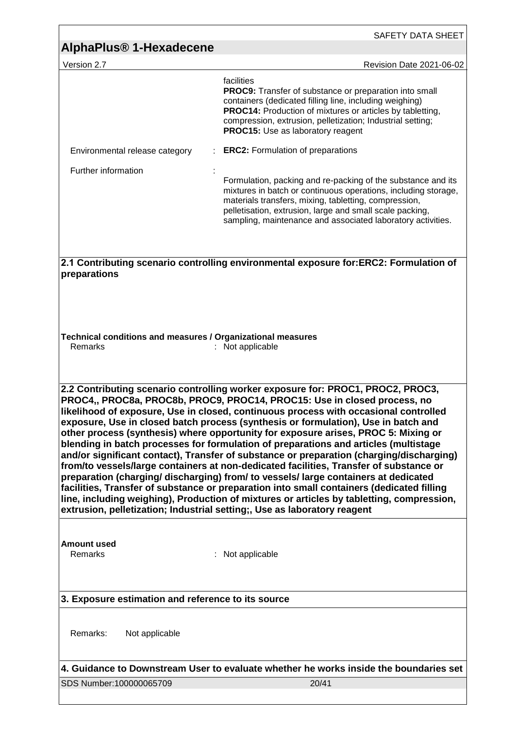| | |
|---|---|
| | facilities<br>**PROC9:** Transfer of substance or preparation into small containers (dedicated filling line, including weighing)<br>**PROC14:** Production of mixtures or articles by tabletting, compression, extrusion, pelletization; Industrial setting;<br>**PROC15:** Use as laboratory reagent |
| Environmental release category | : **ERC2:** Formulation of preparations |
| Further information | : Formulation, packing and re-packing of the substance and its mixtures in batch or continuous operations, including storage, materials transfers, mixing, tabletting, compression, pelletisation, extrusion, large and small scale packing, sampling, maintenance and associated laboratory activities. |

**2.1 Contributing scenario controlling environmental exposure for:ERC2: Formulation of preparations**

**Technical conditions and measures / Organizational measures**

Remarks : Not applicable

**2.2 Contributing scenario controlling worker exposure for: PROC1, PROC2, PROC3, PROC4,, PROC8a, PROC8b, PROC9, PROC14, PROC15: Use in closed process, no likelihood of exposure, Use in closed, continuous process with occasional controlled exposure, Use in closed batch process (synthesis or formulation), Use in batch and other process (synthesis) where opportunity for exposure arises, PROC 5: Mixing or blending in batch processes for formulation of preparations and articles (multistage and/or significant contact), Transfer of substance or preparation (charging/discharging) from/to vessels/large containers at non-dedicated facilities, Transfer of substance or preparation (charging/ discharging) from/ to vessels/ large containers at dedicated facilities, Transfer of substance or preparation into small containers (dedicated filling line, including weighing), Production of mixtures or articles by tabletting, compression, extrusion, pelletization; Industrial setting;, Use as laboratory reagent**

**Amount used**

Remarks : Not applicable

**3. Exposure estimation and reference to its source**

Remarks: Not applicable

**4. Guidance to Downstream User to evaluate whether he works inside the boundaries set**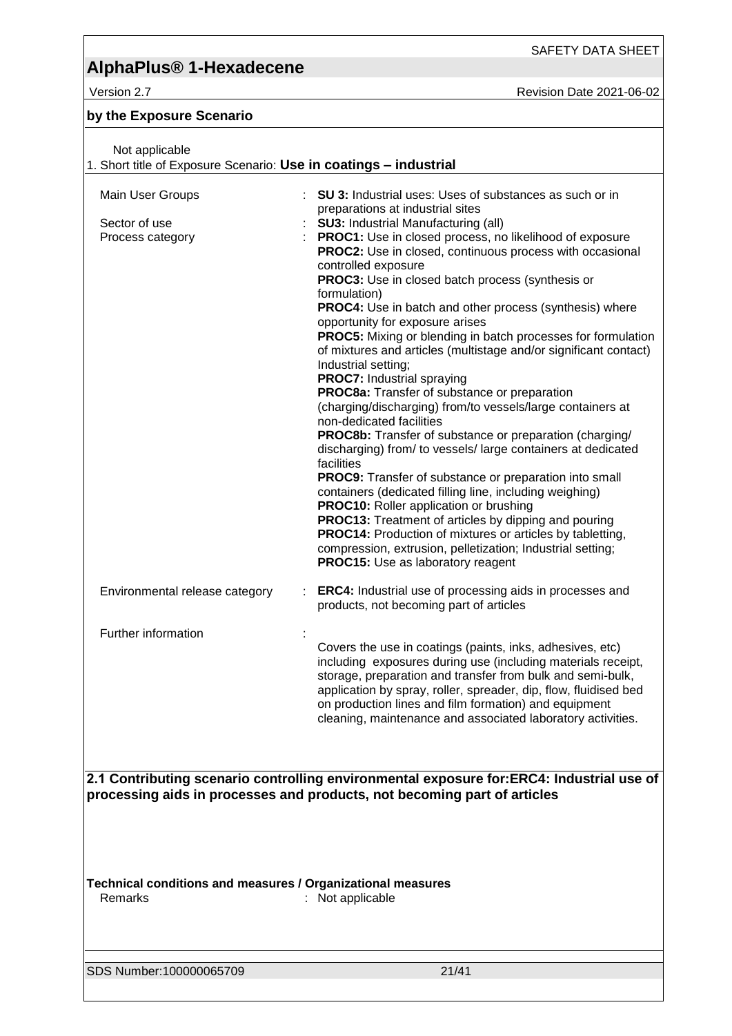**by the Exposure Scenario**

Not applicable

1. Short title of Exposure Scenario: **Use in coatings – industrial**

| | | |
|---|---|---|
| Main User Groups | : | **SU 3:** Industrial uses: Uses of substances as such or in preparations at industrial sites |
| Sector of use | : | **SU3:** Industrial Manufacturing (all) |
| Process category | : | **PROC1:** Use in closed process, no likelihood of exposure<br>**PROC2:** Use in closed, continuous process with occasional controlled exposure<br>**PROC3:** Use in closed batch process (synthesis or formulation)<br>**PROC4:** Use in batch and other process (synthesis) where opportunity for exposure arises<br>**PROC5:** Mixing or blending in batch processes for formulation of mixtures and articles (multistage and/or significant contact) Industrial setting;<br>**PROC7:** Industrial spraying<br>**PROC8a:** Transfer of substance or preparation (charging/discharging) from/to vessels/large containers at non-dedicated facilities<br>**PROC8b:** Transfer of substance or preparation (charging/ discharging) from/ to vessels/ large containers at dedicated facilities<br>**PROC9:** Transfer of substance or preparation into small containers (dedicated filling line, including weighing)<br>**PROC10:** Roller application or brushing<br>**PROC13:** Treatment of articles by dipping and pouring<br>**PROC14:** Production of mixtures or articles by tabletting, compression, extrusion, pelletization; Industrial setting;<br>**PROC15:** Use as laboratory reagent |
| Environmental release category | : | **ERC4:** Industrial use of processing aids in processes and products, not becoming part of articles |
| Further information | : | Covers the use in coatings (paints, inks, adhesives, etc) including exposures during use (including materials receipt, storage, preparation and transfer from bulk and semi-bulk, application by spray, roller, spreader, dip, flow, fluidised bed on production lines and film formation) and equipment cleaning, maintenance and associated laboratory activities. |

**2.1 Contributing scenario controlling environmental exposure for:ERC4: Industrial use of processing aids in processes and products, not becoming part of articles**

**Technical conditions and measures / Organizational measures**

Remarks : Not applicable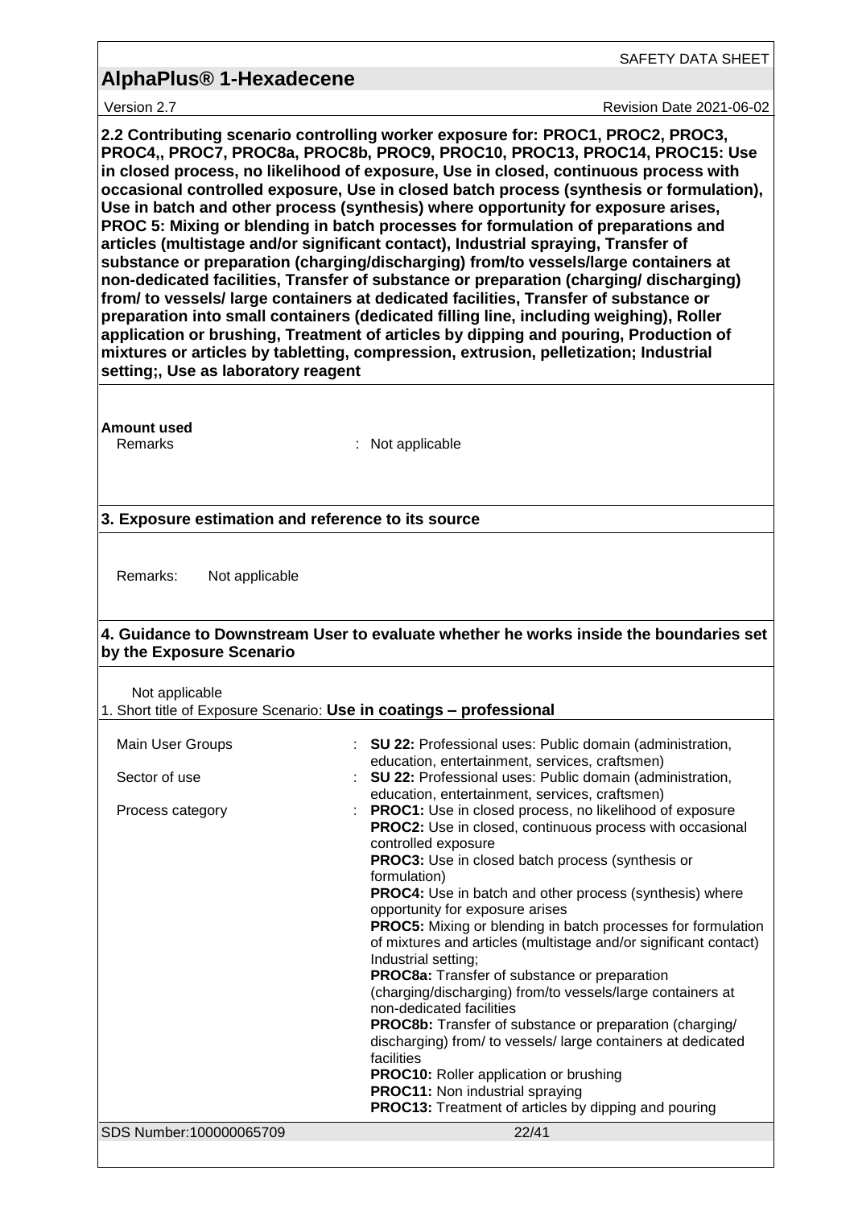**2.2 Contributing scenario controlling worker exposure for: PROC1, PROC2, PROC3, PROC4,, PROC7, PROC8a, PROC8b, PROC9, PROC10, PROC13, PROC14, PROC15: Use in closed process, no likelihood of exposure, Use in closed, continuous process with occasional controlled exposure, Use in closed batch process (synthesis or formulation), Use in batch and other process (synthesis) where opportunity for exposure arises, PROC 5: Mixing or blending in batch processes for formulation of preparations and articles (multistage and/or significant contact), Industrial spraying, Transfer of substance or preparation (charging/discharging) from/to vessels/large containers at non-dedicated facilities, Transfer of substance or preparation (charging/ discharging) from/ to vessels/ large containers at dedicated facilities, Transfer of substance or preparation into small containers (dedicated filling line, including weighing), Roller application or brushing, Treatment of articles by dipping and pouring, Production of mixtures or articles by tabletting, compression, extrusion, pelletization; Industrial setting;, Use as laboratory reagent**

**Amount used**

Remarks : Not applicable

**3. Exposure estimation and reference to its source**

Remarks: Not applicable

**4. Guidance to Downstream User to evaluate whether he works inside the boundaries set by the Exposure Scenario**

Not applicable

1. Short title of Exposure Scenario: **Use in coatings – professional**

Main User Groups : **SU 22:** Professional uses: Public domain (administration, education, entertainment, services, craftsmen)

Sector of use : **SU 22:** Professional uses: Public domain (administration, education, entertainment, services, craftsmen)

Process category : **PROC1:** Use in closed process, no likelihood of exposure
**PROC2:** Use in closed, continuous process with occasional controlled exposure
**PROC3:** Use in closed batch process (synthesis or formulation)
**PROC4:** Use in batch and other process (synthesis) where opportunity for exposure arises
**PROC5:** Mixing or blending in batch processes for formulation of mixtures and articles (multistage and/or significant contact) Industrial setting;
**PROC8a:** Transfer of substance or preparation (charging/discharging) from/to vessels/large containers at non-dedicated facilities
**PROC8b:** Transfer of substance or preparation (charging/ discharging) from/ to vessels/ large containers at dedicated facilities
**PROC10:** Roller application or brushing
**PROC11:** Non industrial spraying
**PROC13:** Treatment of articles by dipping and pouring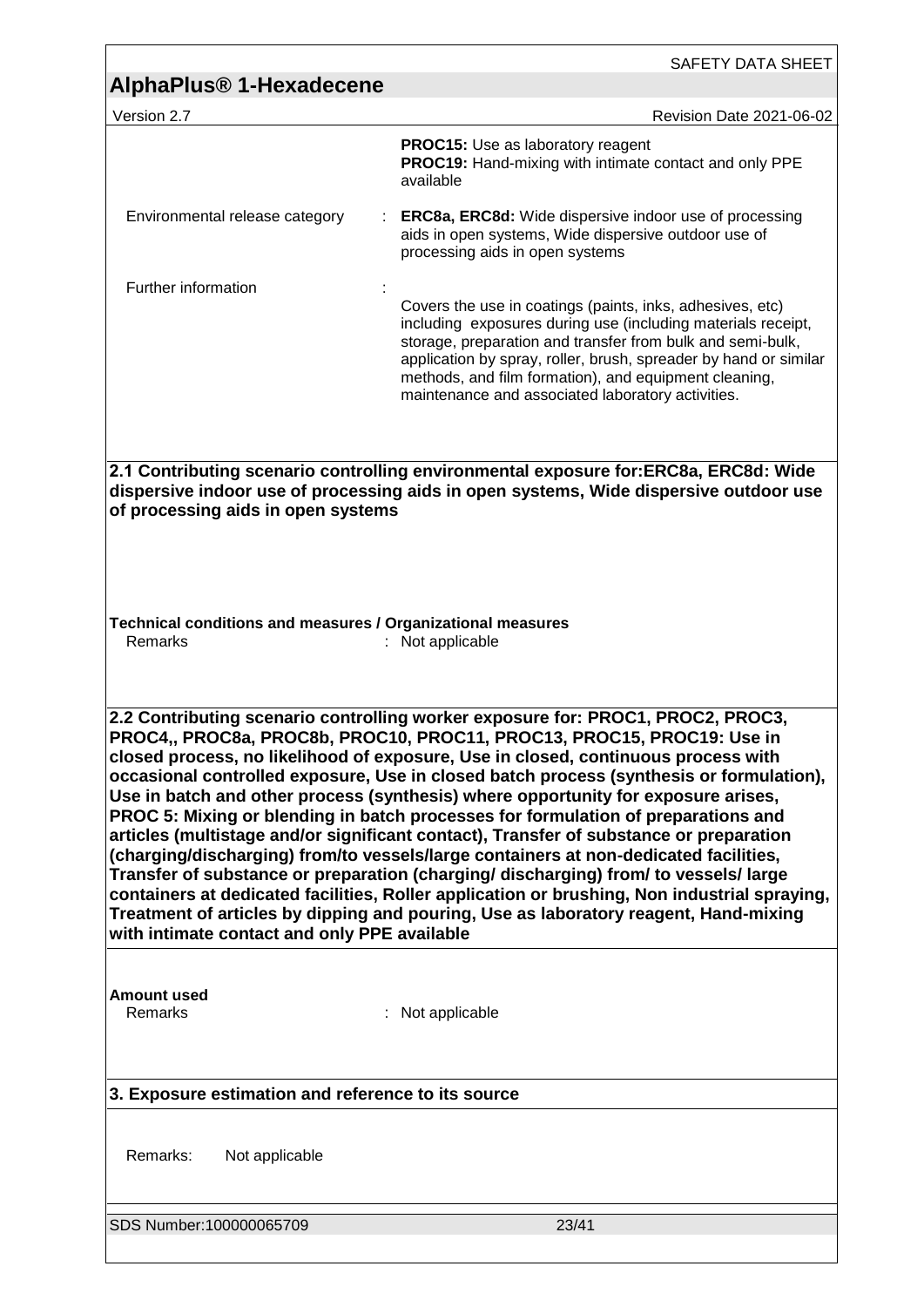| | |
|---|---|
| | **PROC15:** Use as laboratory reagent<br>**PROC19:** Hand-mixing with intimate contact and only PPE available |
| Environmental release category | : **ERC8a, ERC8d:** Wide dispersive indoor use of processing aids in open systems, Wide dispersive outdoor use of processing aids in open systems |
| Further information | : Covers the use in coatings (paints, inks, adhesives, etc) including exposures during use (including materials receipt, storage, preparation and transfer from bulk and semi-bulk, application by spray, roller, brush, spreader by hand or similar methods, and film formation), and equipment cleaning, maintenance and associated laboratory activities. |

**2.1 Contributing scenario controlling environmental exposure for:ERC8a, ERC8d: Wide dispersive indoor use of processing aids in open systems, Wide dispersive outdoor use of processing aids in open systems**

**Technical conditions and measures / Organizational measures**

Remarks : Not applicable

**2.2 Contributing scenario controlling worker exposure for: PROC1, PROC2, PROC3, PROC4,, PROC8a, PROC8b, PROC10, PROC11, PROC13, PROC15, PROC19: Use in closed process, no likelihood of exposure, Use in closed, continuous process with occasional controlled exposure, Use in closed batch process (synthesis or formulation), Use in batch and other process (synthesis) where opportunity for exposure arises, PROC 5: Mixing or blending in batch processes for formulation of preparations and articles (multistage and/or significant contact), Transfer of substance or preparation (charging/discharging) from/to vessels/large containers at non-dedicated facilities, Transfer of substance or preparation (charging/ discharging) from/ to vessels/ large containers at dedicated facilities, Roller application or brushing, Non industrial spraying, Treatment of articles by dipping and pouring, Use as laboratory reagent, Hand-mixing with intimate contact and only PPE available**

**Amount used**

Remarks : Not applicable

**3. Exposure estimation and reference to its source**

Remarks: Not applicable

SDS Number:100000065709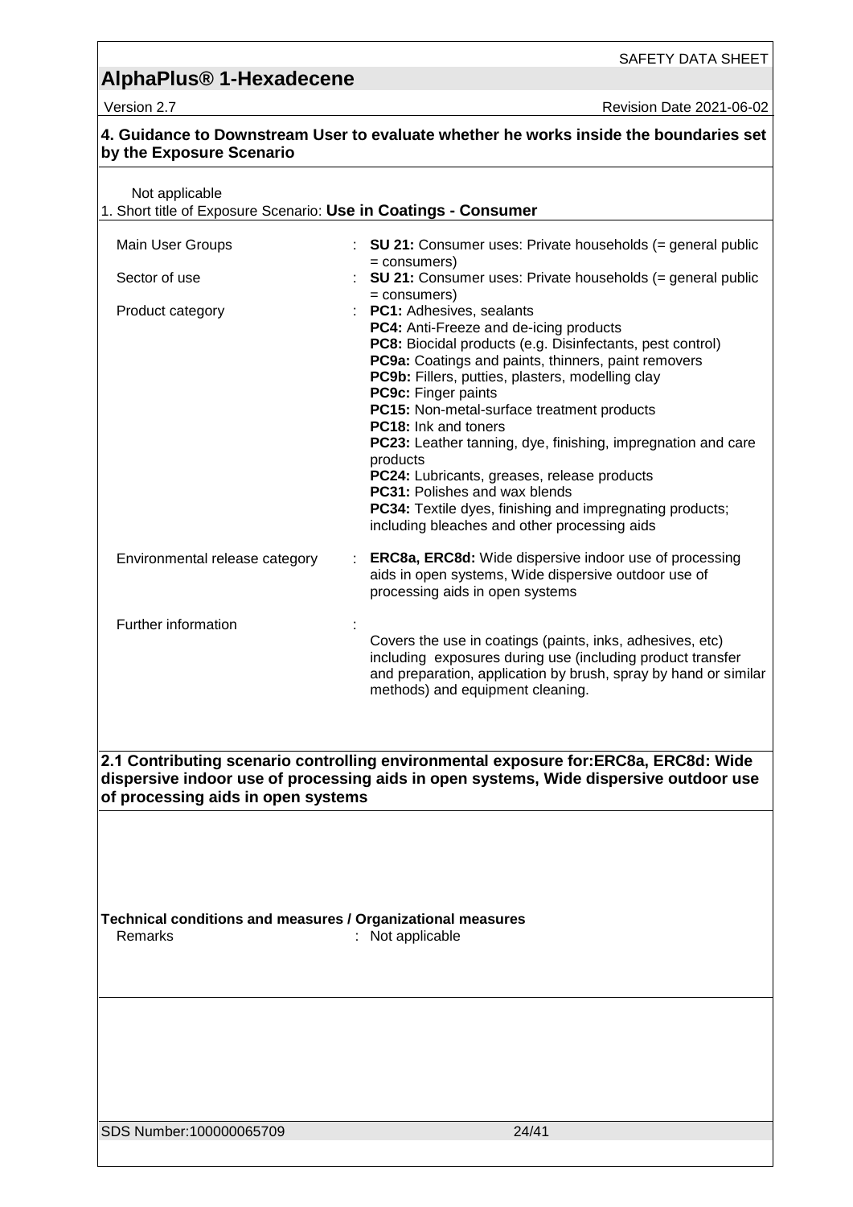## 4. Guidance to Downstream User to evaluate whether he works inside the boundaries set by the Exposure Scenario

Not applicable

1. Short title of Exposure Scenario: **Use in Coatings - Consumer**

| | | |
|---|---|---|
| Main User Groups | : | **SU 21:** Consumer uses: Private households (= general public = consumers) |
| Sector of use | : | **SU 21:** Consumer uses: Private households (= general public = consumers) |
| Product category | : | **PC1:** Adhesives, sealants<br>**PC4:** Anti-Freeze and de-icing products<br>**PC8:** Biocidal products (e.g. Disinfectants, pest control)<br>**PC9a:** Coatings and paints, thinners, paint removers<br>**PC9b:** Fillers, putties, plasters, modelling clay<br>**PC9c:** Finger paints<br>**PC15:** Non-metal-surface treatment products<br>**PC18:** Ink and toners<br>**PC23:** Leather tanning, dye, finishing, impregnation and care products<br>**PC24:** Lubricants, greases, release products<br>**PC31:** Polishes and wax blends<br>**PC34:** Textile dyes, finishing and impregnating products; including bleaches and other processing aids |
| Environmental release category | : | **ERC8a, ERC8d:** Wide dispersive indoor use of processing aids in open systems, Wide dispersive outdoor use of processing aids in open systems |
| Further information | : | Covers the use in coatings (paints, inks, adhesives, etc) including exposures during use (including product transfer and preparation, application by brush, spray by hand or similar methods) and equipment cleaning. |

## 2.1 Contributing scenario controlling environmental exposure for:ERC8a, ERC8d: Wide dispersive indoor use of processing aids in open systems, Wide dispersive outdoor use of processing aids in open systems

**Technical conditions and measures / Organizational measures**

Remarks : Not applicable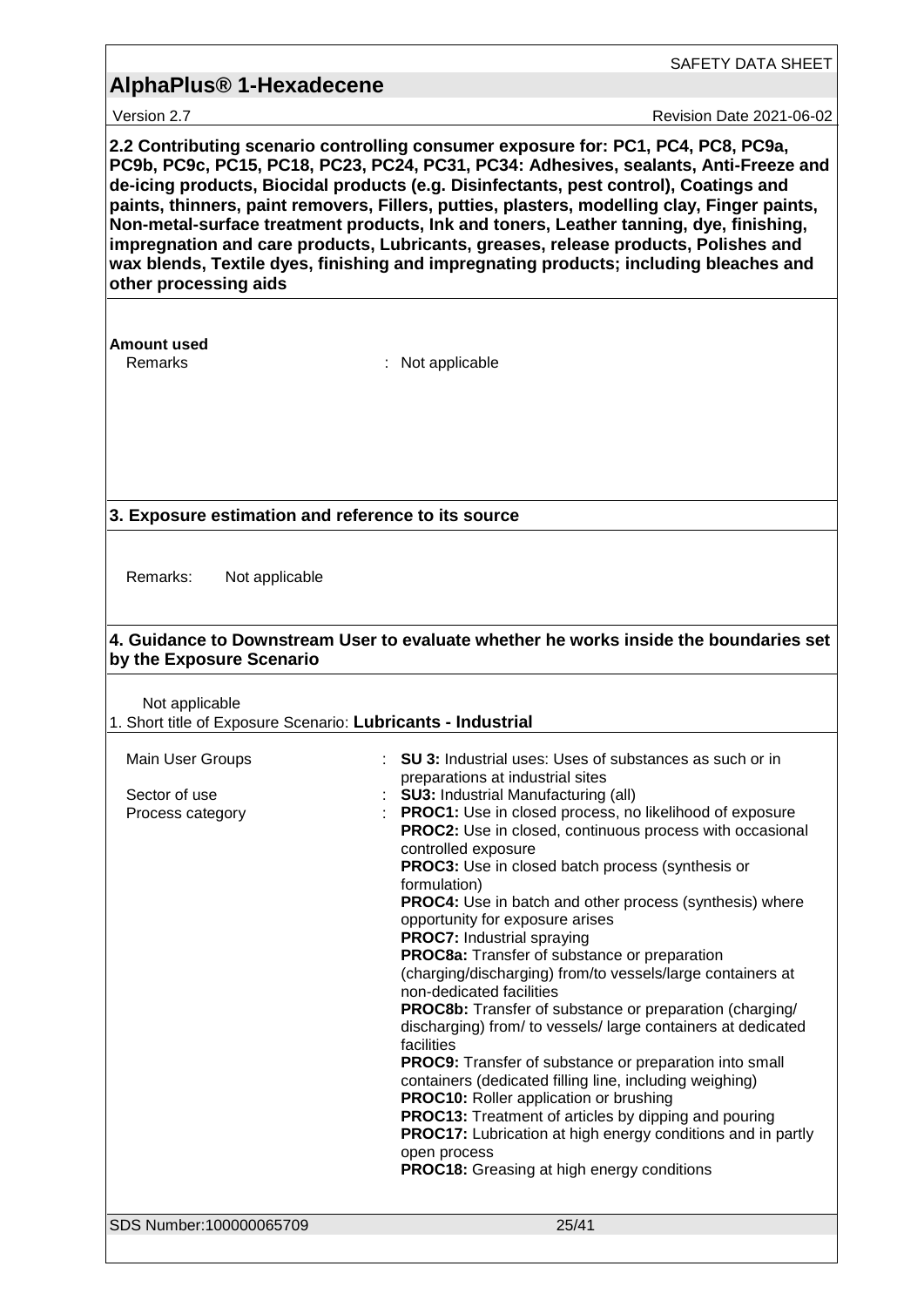**2.2 Contributing scenario controlling consumer exposure for: PC1, PC4, PC8, PC9a, PC9b, PC9c, PC15, PC18, PC23, PC24, PC31, PC34: Adhesives, sealants, Anti-Freeze and de-icing products, Biocidal products (e.g. Disinfectants, pest control), Coatings and paints, thinners, paint removers, Fillers, putties, plasters, modelling clay, Finger paints, Non-metal-surface treatment products, Ink and toners, Leather tanning, dye, finishing, impregnation and care products, Lubricants, greases, release products, Polishes and wax blends, Textile dyes, finishing and impregnating products; including bleaches and other processing aids**

**Amount used**

Remarks : Not applicable

**3. Exposure estimation and reference to its source**

Remarks: Not applicable

**4. Guidance to Downstream User to evaluate whether he works inside the boundaries set by the Exposure Scenario**

Not applicable

1. Short title of Exposure Scenario: **Lubricants - Industrial**

Main User Groups : **SU 3:** Industrial uses: Uses of substances as such or in preparations at industrial sites

Sector of use : **SU3:** Industrial Manufacturing (all)

Process category :
**PROC1:** Use in closed process, no likelihood of exposure
**PROC2:** Use in closed, continuous process with occasional controlled exposure
**PROC3:** Use in closed batch process (synthesis or formulation)
**PROC4:** Use in batch and other process (synthesis) where opportunity for exposure arises
**PROC7:** Industrial spraying
**PROC8a:** Transfer of substance or preparation (charging/discharging) from/to vessels/large containers at non-dedicated facilities
**PROC8b:** Transfer of substance or preparation (charging/ discharging) from/ to vessels/ large containers at dedicated facilities
**PROC9:** Transfer of substance or preparation into small containers (dedicated filling line, including weighing)
**PROC10:** Roller application or brushing
**PROC13:** Treatment of articles by dipping and pouring
**PROC17:** Lubrication at high energy conditions and in partly open process
**PROC18:** Greasing at high energy conditions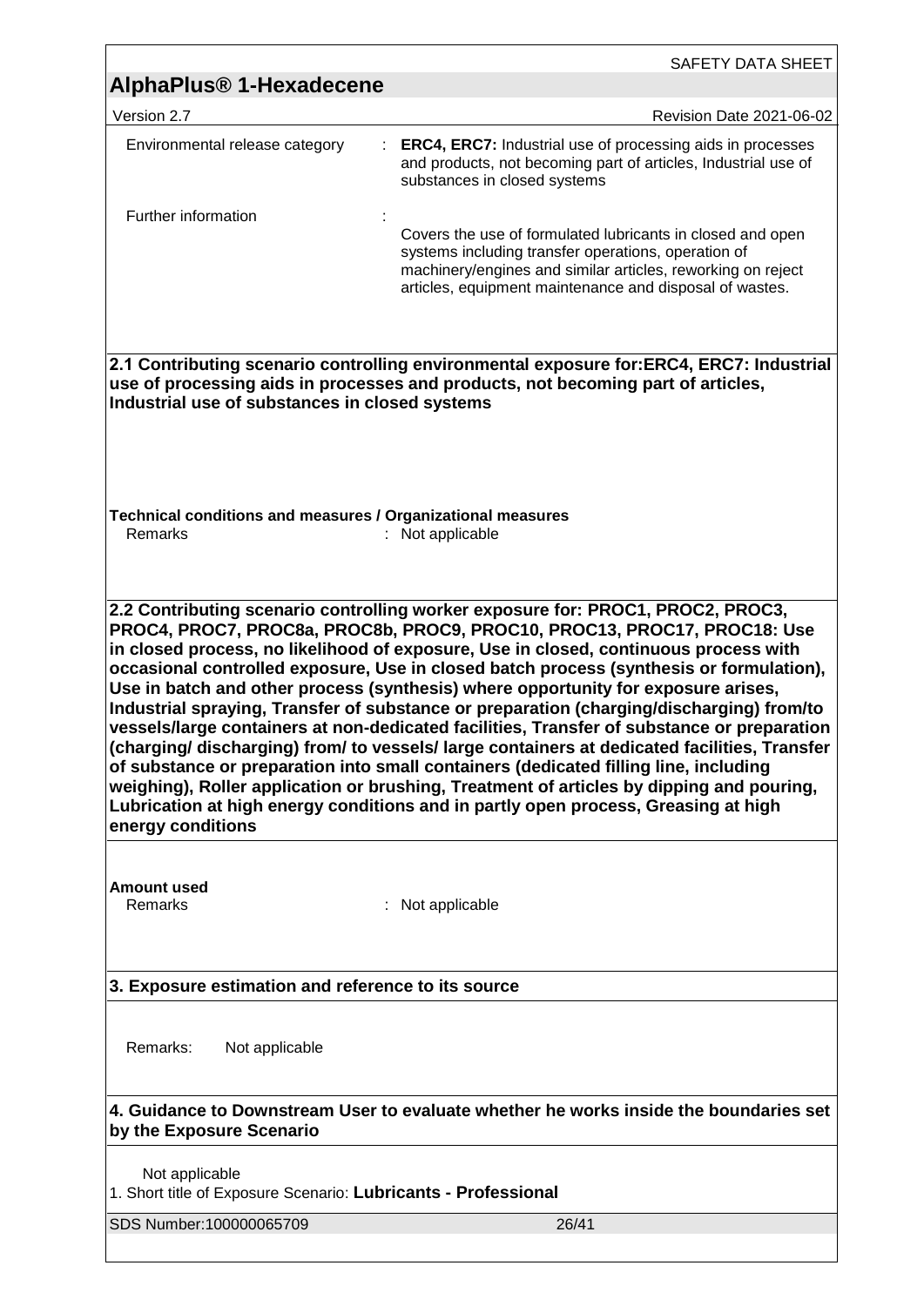| | | |
|---|---|---|
| Environmental release category | : | **ERC4, ERC7:** Industrial use of processing aids in processes and products, not becoming part of articles, Industrial use of substances in closed systems |
| Further information | : | Covers the use of formulated lubricants in closed and open systems including transfer operations, operation of machinery/engines and similar articles, reworking on reject articles, equipment maintenance and disposal of wastes. |

**2.1 Contributing scenario controlling environmental exposure for:ERC4, ERC7: Industrial use of processing aids in processes and products, not becoming part of articles, Industrial use of substances in closed systems**

**Technical conditions and measures / Organizational measures**

Remarks : Not applicable

**2.2 Contributing scenario controlling worker exposure for: PROC1, PROC2, PROC3, PROC4, PROC7, PROC8a, PROC8b, PROC9, PROC10, PROC13, PROC17, PROC18: Use in closed process, no likelihood of exposure, Use in closed, continuous process with occasional controlled exposure, Use in closed batch process (synthesis or formulation), Use in batch and other process (synthesis) where opportunity for exposure arises, Industrial spraying, Transfer of substance or preparation (charging/discharging) from/to vessels/large containers at non-dedicated facilities, Transfer of substance or preparation (charging/ discharging) from/ to vessels/ large containers at dedicated facilities, Transfer of substance or preparation into small containers (dedicated filling line, including weighing), Roller application or brushing, Treatment of articles by dipping and pouring, Lubrication at high energy conditions and in partly open process, Greasing at high energy conditions**

**Amount used**

Remarks : Not applicable

**3. Exposure estimation and reference to its source**

Remarks: Not applicable

**4. Guidance to Downstream User to evaluate whether he works inside the boundaries set by the Exposure Scenario**

Not applicable

1. Short title of Exposure Scenario: **Lubricants - Professional**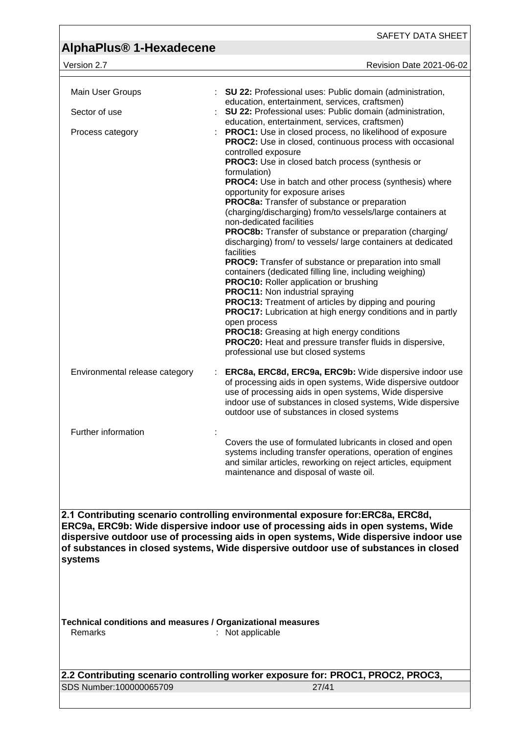| | | |
|---|---|---|
| Main User Groups | : | **SU 22:** Professional uses: Public domain (administration, education, entertainment, services, craftsmen) |
| Sector of use | : | **SU 22:** Professional uses: Public domain (administration, education, entertainment, services, craftsmen) |
| Process category | : | **PROC1:** Use in closed process, no likelihood of exposure<br>**PROC2:** Use in closed, continuous process with occasional controlled exposure<br>**PROC3:** Use in closed batch process (synthesis or formulation)<br>**PROC4:** Use in batch and other process (synthesis) where opportunity for exposure arises<br>**PROC8a:** Transfer of substance or preparation (charging/discharging) from/to vessels/large containers at non-dedicated facilities<br>**PROC8b:** Transfer of substance or preparation (charging/ discharging) from/ to vessels/ large containers at dedicated facilities<br>**PROC9:** Transfer of substance or preparation into small containers (dedicated filling line, including weighing)<br>**PROC10:** Roller application or brushing<br>**PROC11:** Non industrial spraying<br>**PROC13:** Treatment of articles by dipping and pouring<br>**PROC17:** Lubrication at high energy conditions and in partly open process<br>**PROC18:** Greasing at high energy conditions<br>**PROC20:** Heat and pressure transfer fluids in dispersive, professional use but closed systems |
| Environmental release category | : | **ERC8a, ERC8d, ERC9a, ERC9b:** Wide dispersive indoor use of processing aids in open systems, Wide dispersive outdoor use of processing aids in open systems, Wide dispersive indoor use of substances in closed systems, Wide dispersive outdoor use of substances in closed systems |
| Further information | : | Covers the use of formulated lubricants in closed and open systems including transfer operations, operation of engines and similar articles, reworking on reject articles, equipment maintenance and disposal of waste oil. |

**2.1 Contributing scenario controlling environmental exposure for:ERC8a, ERC8d, ERC9a, ERC9b: Wide dispersive indoor use of processing aids in open systems, Wide dispersive outdoor use of processing aids in open systems, Wide dispersive indoor use of substances in closed systems, Wide dispersive outdoor use of substances in closed systems**

**Technical conditions and measures / Organizational measures**

Remarks : Not applicable

**2.2 Contributing scenario controlling worker exposure for: PROC1, PROC2, PROC3,**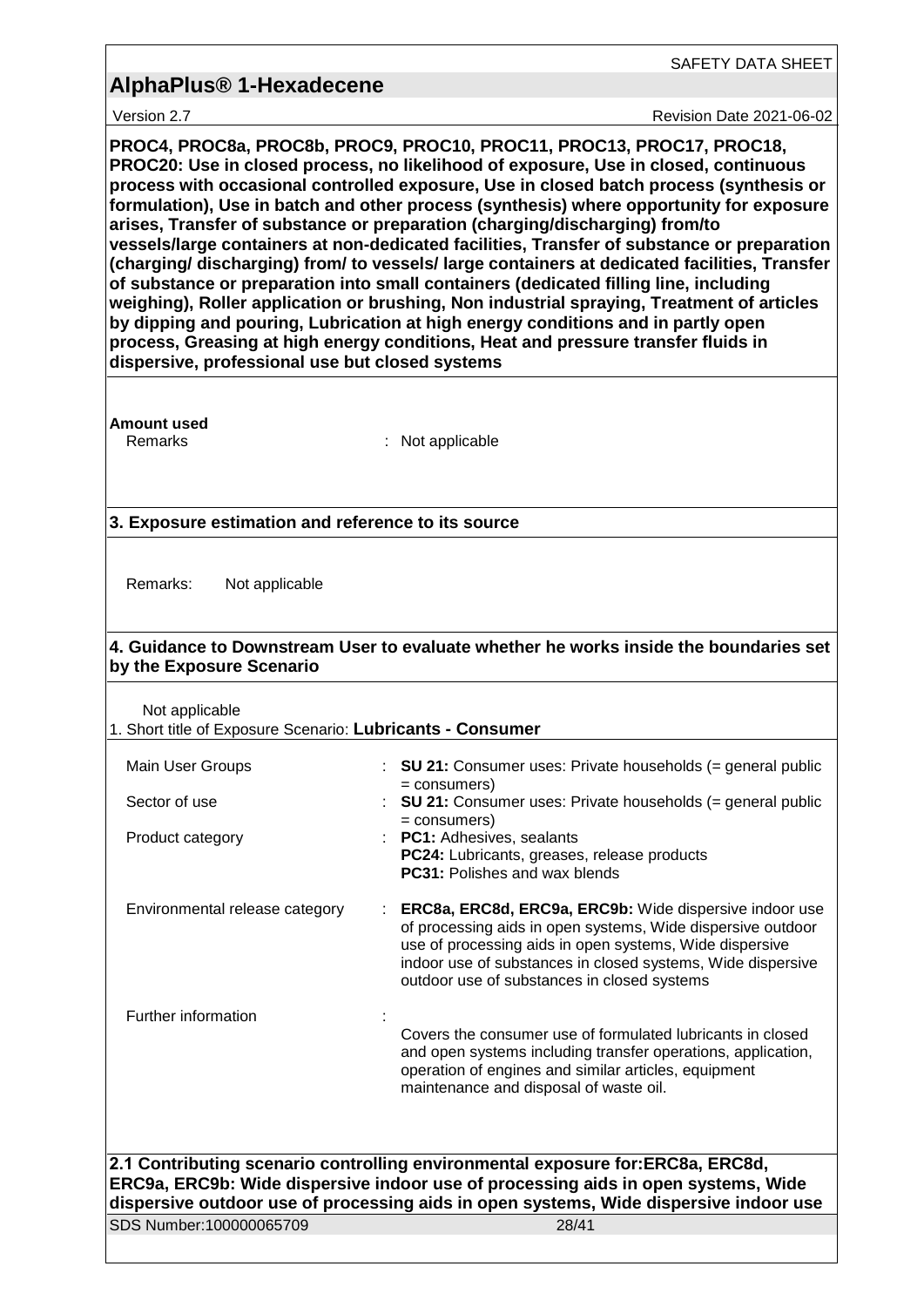**PROC4, PROC8a, PROC8b, PROC9, PROC10, PROC11, PROC13, PROC17, PROC18, PROC20: Use in closed process, no likelihood of exposure, Use in closed, continuous process with occasional controlled exposure, Use in closed batch process (synthesis or formulation), Use in batch and other process (synthesis) where opportunity for exposure arises, Transfer of substance or preparation (charging/discharging) from/to vessels/large containers at non-dedicated facilities, Transfer of substance or preparation (charging/ discharging) from/ to vessels/ large containers at dedicated facilities, Transfer of substance or preparation into small containers (dedicated filling line, including weighing), Roller application or brushing, Non industrial spraying, Treatment of articles by dipping and pouring, Lubrication at high energy conditions and in partly open process, Greasing at high energy conditions, Heat and pressure transfer fluids in dispersive, professional use but closed systems**

**Amount used**

Remarks : Not applicable

## 3. Exposure estimation and reference to its source

Remarks: Not applicable

## 4. Guidance to Downstream User to evaluate whether he works inside the boundaries set by the Exposure Scenario

Not applicable

1. Short title of Exposure Scenario: **Lubricants - Consumer**

| | |
|---|---|
| Main User Groups | : **SU 21:** Consumer uses: Private households (= general public = consumers) |
| Sector of use | : **SU 21:** Consumer uses: Private households (= general public = consumers) |
| Product category | : **PC1:** Adhesives, sealants<br>**PC24:** Lubricants, greases, release products<br>**PC31:** Polishes and wax blends |
| Environmental release category | : **ERC8a, ERC8d, ERC9a, ERC9b:** Wide dispersive indoor use of processing aids in open systems, Wide dispersive outdoor use of processing aids in open systems, Wide dispersive indoor use of substances in closed systems, Wide dispersive outdoor use of substances in closed systems |
| Further information | : Covers the consumer use of formulated lubricants in closed and open systems including transfer operations, application, operation of engines and similar articles, equipment maintenance and disposal of waste oil. |

**2.1 Contributing scenario controlling environmental exposure for:ERC8a, ERC8d, ERC9a, ERC9b: Wide dispersive indoor use of processing aids in open systems, Wide dispersive outdoor use of processing aids in open systems, Wide dispersive indoor use**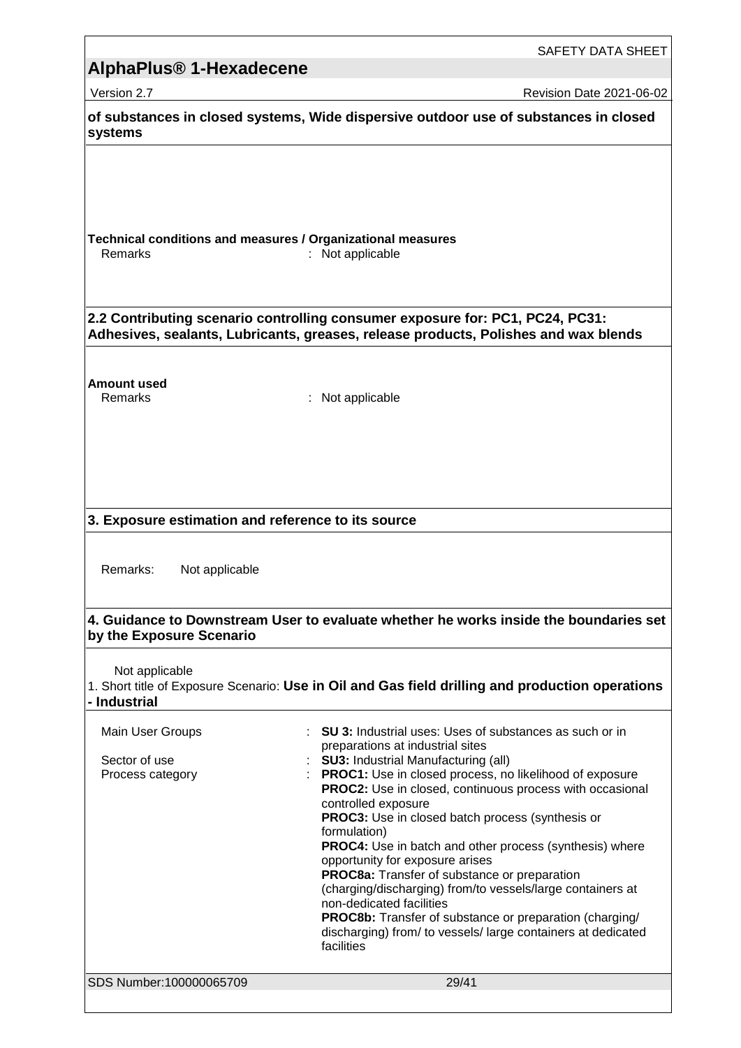**of substances in closed systems, Wide dispersive outdoor use of substances in closed systems**

**Technical conditions and measures / Organizational measures**

Remarks : Not applicable

**2.2 Contributing scenario controlling consumer exposure for: PC1, PC24, PC31: Adhesives, sealants, Lubricants, greases, release products, Polishes and wax blends**

**Amount used**

Remarks : Not applicable

**3. Exposure estimation and reference to its source**

Remarks: Not applicable

**4. Guidance to Downstream User to evaluate whether he works inside the boundaries set by the Exposure Scenario**

Not applicable

1. Short title of Exposure Scenario: **Use in Oil and Gas field drilling and production operations - Industrial**

| | |
|---|---|
| Main User Groups | : **SU 3:** Industrial uses: Uses of substances as such or in preparations at industrial sites |
| Sector of use | : **SU3:** Industrial Manufacturing (all) |
| Process category | : **PROC1:** Use in closed process, no likelihood of exposure<br>**PROC2:** Use in closed, continuous process with occasional controlled exposure<br>**PROC3:** Use in closed batch process (synthesis or formulation)<br>**PROC4:** Use in batch and other process (synthesis) where opportunity for exposure arises<br>**PROC8a:** Transfer of substance or preparation (charging/discharging) from/to vessels/large containers at non-dedicated facilities<br>**PROC8b:** Transfer of substance or preparation (charging/ discharging) from/ to vessels/ large containers at dedicated facilities |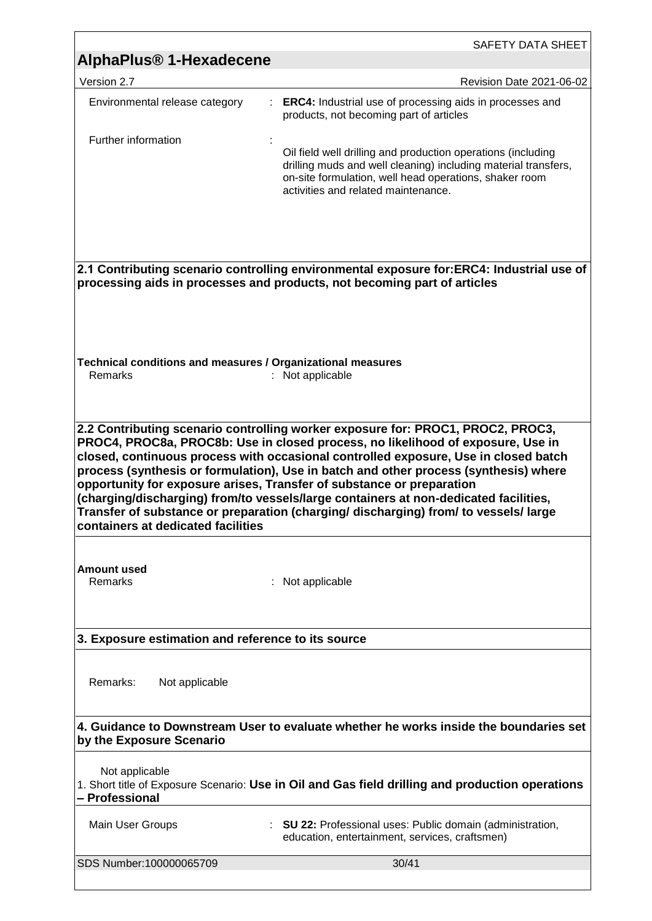| | | |
|---|---|---|
| Environmental release category | : | **ERC4:** Industrial use of processing aids in processes and products, not becoming part of articles |
| Further information | : | Oil field well drilling and production operations (including drilling muds and well cleaning) including material transfers, on-site formulation, well head operations, shaker room activities and related maintenance. |

**2.1 Contributing scenario controlling environmental exposure for:ERC4: Industrial use of processing aids in processes and products, not becoming part of articles**

**Technical conditions and measures / Organizational measures**

Remarks : Not applicable

**2.2 Contributing scenario controlling worker exposure for: PROC1, PROC2, PROC3, PROC4, PROC8a, PROC8b: Use in closed process, no likelihood of exposure, Use in closed, continuous process with occasional controlled exposure, Use in closed batch process (synthesis or formulation), Use in batch and other process (synthesis) where opportunity for exposure arises, Transfer of substance or preparation (charging/discharging) from/to vessels/large containers at non-dedicated facilities, Transfer of substance or preparation (charging/ discharging) from/ to vessels/ large containers at dedicated facilities**

**Amount used**

Remarks : Not applicable

**3. Exposure estimation and reference to its source**

Remarks: Not applicable

**4. Guidance to Downstream User to evaluate whether he works inside the boundaries set by the Exposure Scenario**

Not applicable

1. Short title of Exposure Scenario: **Use in Oil and Gas field drilling and production operations – Professional**

| | | |
|---|---|---|
| Main User Groups | : | **SU 22:** Professional uses: Public domain (administration, education, entertainment, services, craftsmen) |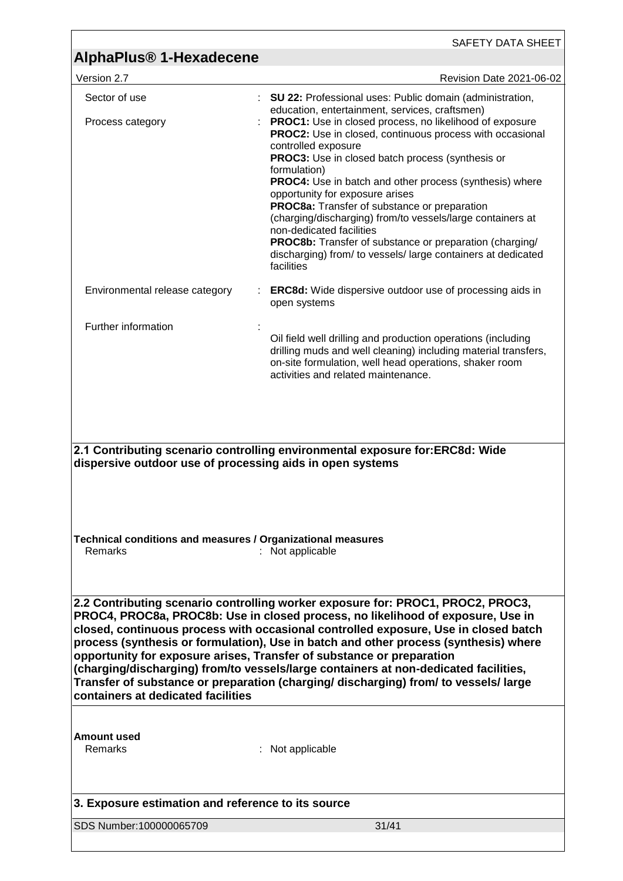| | | |
|---|---|---|
| Sector of use | : | **SU 22:** Professional uses: Public domain (administration, education, entertainment, services, craftsmen) |
| Process category | : | **PROC1:** Use in closed process, no likelihood of exposure<br>**PROC2:** Use in closed, continuous process with occasional controlled exposure<br>**PROC3:** Use in closed batch process (synthesis or formulation)<br>**PROC4:** Use in batch and other process (synthesis) where opportunity for exposure arises<br>**PROC8a:** Transfer of substance or preparation (charging/discharging) from/to vessels/large containers at non-dedicated facilities<br>**PROC8b:** Transfer of substance or preparation (charging/ discharging) from/ to vessels/ large containers at dedicated facilities |
| Environmental release category | : | **ERC8d:** Wide dispersive outdoor use of processing aids in open systems |
| Further information | : | Oil field well drilling and production operations (including drilling muds and well cleaning) including material transfers, on-site formulation, well head operations, shaker room activities and related maintenance. |

**2.1 Contributing scenario controlling environmental exposure for:ERC8d: Wide dispersive outdoor use of processing aids in open systems**

**Technical conditions and measures / Organizational measures**

Remarks : Not applicable

**2.2 Contributing scenario controlling worker exposure for: PROC1, PROC2, PROC3, PROC4, PROC8a, PROC8b: Use in closed process, no likelihood of exposure, Use in closed, continuous process with occasional controlled exposure, Use in closed batch process (synthesis or formulation), Use in batch and other process (synthesis) where opportunity for exposure arises, Transfer of substance or preparation (charging/discharging) from/to vessels/large containers at non-dedicated facilities, Transfer of substance or preparation (charging/ discharging) from/ to vessels/ large containers at dedicated facilities**

**Amount used**

Remarks : Not applicable

**3. Exposure estimation and reference to its source**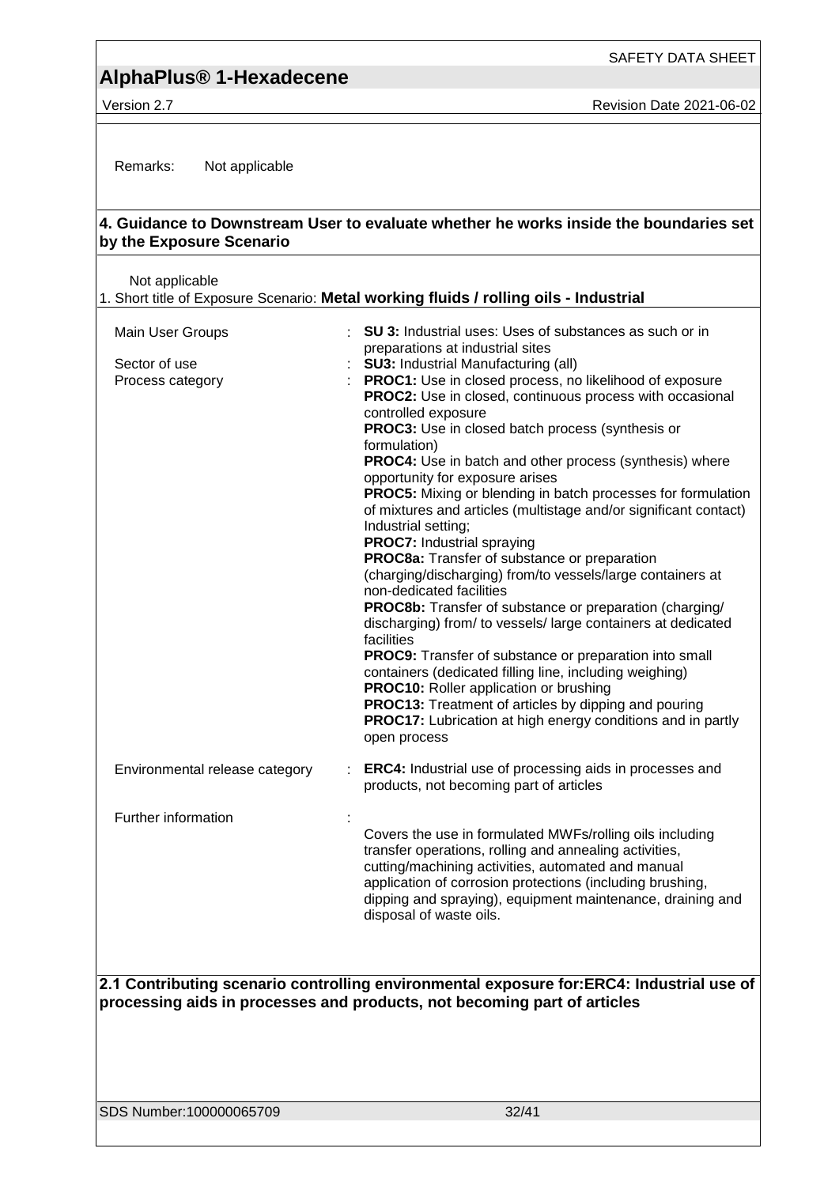Remarks: Not applicable

## 4. Guidance to Downstream User to evaluate whether he works inside the boundaries set by the Exposure Scenario

Not applicable

1. Short title of Exposure Scenario: **Metal working fluids / rolling oils - Industrial**

| | | |
|---|---|---|
| Main User Groups | : | **SU 3:** Industrial uses: Uses of substances as such or in preparations at industrial sites |
| Sector of use | : | **SU3:** Industrial Manufacturing (all) |
| Process category | : | **PROC1:** Use in closed process, no likelihood of exposure<br>**PROC2:** Use in closed, continuous process with occasional controlled exposure<br>**PROC3:** Use in closed batch process (synthesis or formulation)<br>**PROC4:** Use in batch and other process (synthesis) where opportunity for exposure arises<br>**PROC5:** Mixing or blending in batch processes for formulation of mixtures and articles (multistage and/or significant contact) Industrial setting;<br>**PROC7:** Industrial spraying<br>**PROC8a:** Transfer of substance or preparation (charging/discharging) from/to vessels/large containers at non-dedicated facilities<br>**PROC8b:** Transfer of substance or preparation (charging/ discharging) from/ to vessels/ large containers at dedicated facilities<br>**PROC9:** Transfer of substance or preparation into small containers (dedicated filling line, including weighing)<br>**PROC10:** Roller application or brushing<br>**PROC13:** Treatment of articles by dipping and pouring<br>**PROC17:** Lubrication at high energy conditions and in partly open process |
| Environmental release category | : | **ERC4:** Industrial use of processing aids in processes and products, not becoming part of articles |
| Further information | : | Covers the use in formulated MWFs/rolling oils including transfer operations, rolling and annealing activities, cutting/machining activities, automated and manual application of corrosion protections (including brushing, dipping and spraying), equipment maintenance, draining and disposal of waste oils. |

## 2.1 Contributing scenario controlling environmental exposure for:ERC4: Industrial use of processing aids in processes and products, not becoming part of articles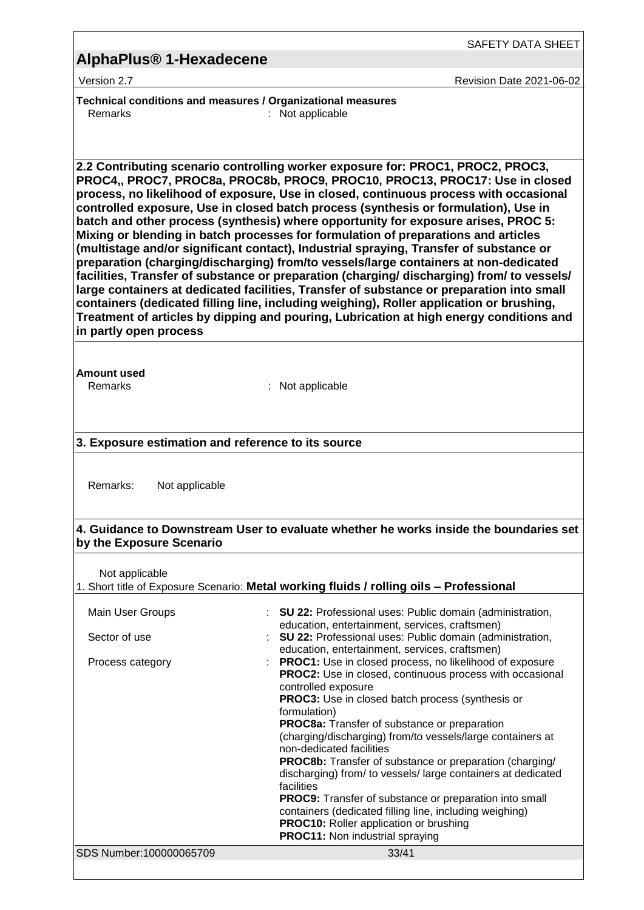**Technical conditions and measures / Organizational measures**

Remarks : Not applicable

**2.2 Contributing scenario controlling worker exposure for: PROC1, PROC2, PROC3, PROC4,, PROC7, PROC8a, PROC8b, PROC9, PROC10, PROC13, PROC17: Use in closed process, no likelihood of exposure, Use in closed, continuous process with occasional controlled exposure, Use in closed batch process (synthesis or formulation), Use in batch and other process (synthesis) where opportunity for exposure arises, PROC 5: Mixing or blending in batch processes for formulation of preparations and articles (multistage and/or significant contact), Industrial spraying, Transfer of substance or preparation (charging/discharging) from/to vessels/large containers at non-dedicated facilities, Transfer of substance or preparation (charging/ discharging) from/ to vessels/ large containers at dedicated facilities, Transfer of substance or preparation into small containers (dedicated filling line, including weighing), Roller application or brushing, Treatment of articles by dipping and pouring, Lubrication at high energy conditions and in partly open process**

**Amount used**

Remarks : Not applicable

**3. Exposure estimation and reference to its source**

Remarks: Not applicable

**4. Guidance to Downstream User to evaluate whether he works inside the boundaries set by the Exposure Scenario**

Not applicable

1. Short title of Exposure Scenario: **Metal working fluids / rolling oils – Professional**

Main User Groups : **SU 22:** Professional uses: Public domain (administration, education, entertainment, services, craftsmen)

Sector of use : **SU 22:** Professional uses: Public domain (administration, education, entertainment, services, craftsmen)

Process category :
**PROC1:** Use in closed process, no likelihood of exposure
**PROC2:** Use in closed, continuous process with occasional controlled exposure
**PROC3:** Use in closed batch process (synthesis or formulation)
**PROC8a:** Transfer of substance or preparation (charging/discharging) from/to vessels/large containers at non-dedicated facilities
**PROC8b:** Transfer of substance or preparation (charging/ discharging) from/ to vessels/ large containers at dedicated facilities
**PROC9:** Transfer of substance or preparation into small containers (dedicated filling line, including weighing)
**PROC10:** Roller application or brushing
**PROC11:** Non industrial spraying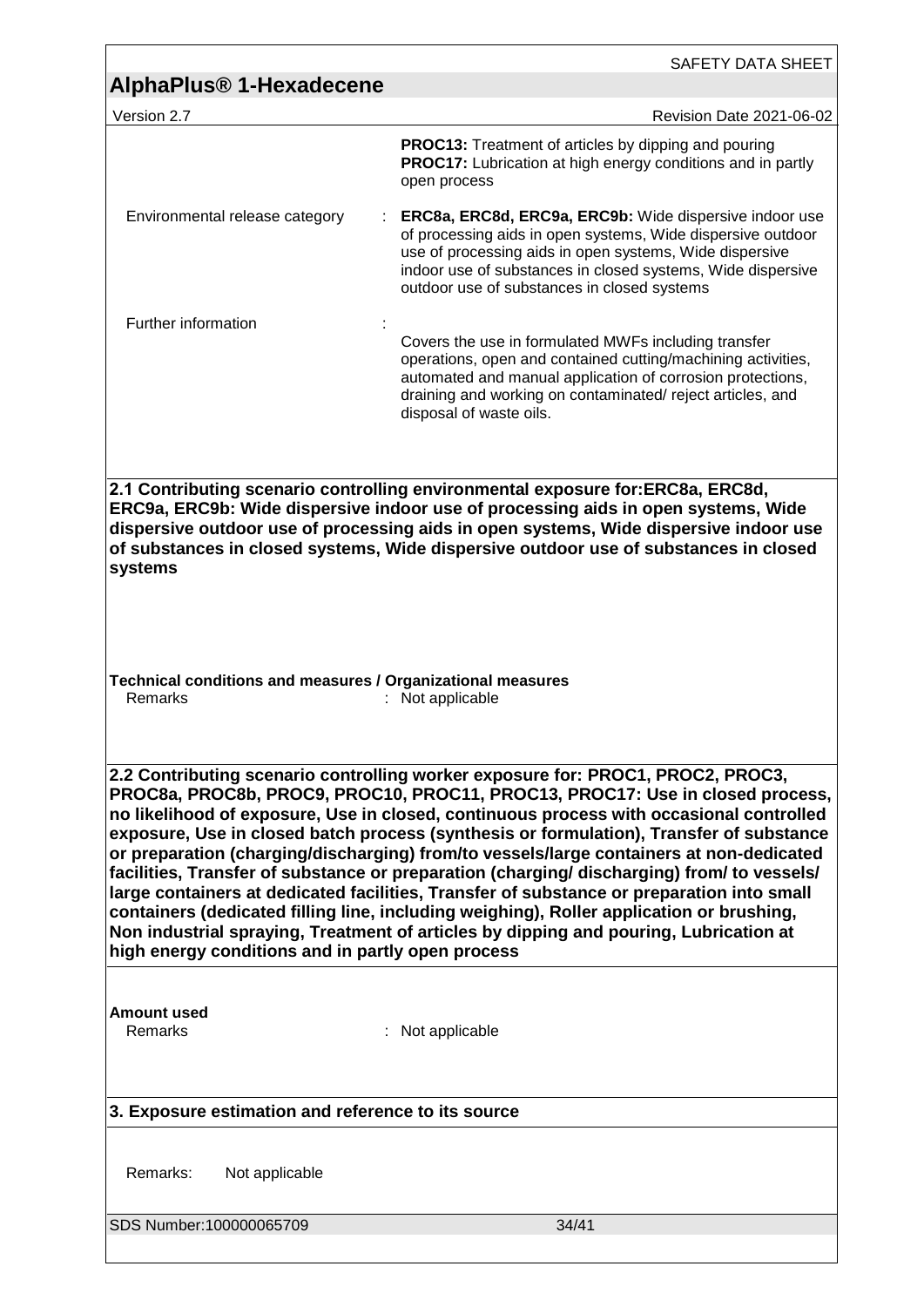| | |
|---|---|
| | **PROC13:** Treatment of articles by dipping and pouring<br>**PROC17:** Lubrication at high energy conditions and in partly open process |
| Environmental release category | : **ERC8a, ERC8d, ERC9a, ERC9b:** Wide dispersive indoor use of processing aids in open systems, Wide dispersive outdoor use of processing aids in open systems, Wide dispersive indoor use of substances in closed systems, Wide dispersive outdoor use of substances in closed systems |
| Further information | : Covers the use in formulated MWFs including transfer operations, open and contained cutting/machining activities, automated and manual application of corrosion protections, draining and working on contaminated/ reject articles, and disposal of waste oils. |

**2.1 Contributing scenario controlling environmental exposure for:ERC8a, ERC8d, ERC9a, ERC9b: Wide dispersive indoor use of processing aids in open systems, Wide dispersive outdoor use of processing aids in open systems, Wide dispersive indoor use of substances in closed systems, Wide dispersive outdoor use of substances in closed systems**

**Technical conditions and measures / Organizational measures**

Remarks : Not applicable

**2.2 Contributing scenario controlling worker exposure for: PROC1, PROC2, PROC3, PROC8a, PROC8b, PROC9, PROC10, PROC11, PROC13, PROC17: Use in closed process, no likelihood of exposure, Use in closed, continuous process with occasional controlled exposure, Use in closed batch process (synthesis or formulation), Transfer of substance or preparation (charging/discharging) from/to vessels/large containers at non-dedicated facilities, Transfer of substance or preparation (charging/ discharging) from/ to vessels/ large containers at dedicated facilities, Transfer of substance or preparation into small containers (dedicated filling line, including weighing), Roller application or brushing, Non industrial spraying, Treatment of articles by dipping and pouring, Lubrication at high energy conditions and in partly open process**

**Amount used**

Remarks : Not applicable

**3. Exposure estimation and reference to its source**

Remarks: Not applicable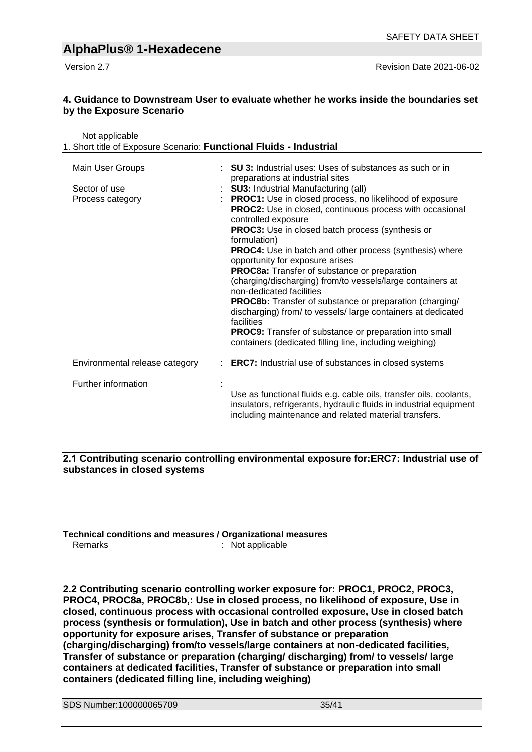## 4. Guidance to Downstream User to evaluate whether he works inside the boundaries set by the Exposure Scenario

Not applicable

1. Short title of Exposure Scenario: **Functional Fluids - Industrial**

| | |
|---|---|
| Main User Groups | : **SU 3:** Industrial uses: Uses of substances as such or in preparations at industrial sites |
| Sector of use | : **SU3:** Industrial Manufacturing (all) |
| Process category | : **PROC1:** Use in closed process, no likelihood of exposure<br>**PROC2:** Use in closed, continuous process with occasional controlled exposure<br>**PROC3:** Use in closed batch process (synthesis or formulation)<br>**PROC4:** Use in batch and other process (synthesis) where opportunity for exposure arises<br>**PROC8a:** Transfer of substance or preparation (charging/discharging) from/to vessels/large containers at non-dedicated facilities<br>**PROC8b:** Transfer of substance or preparation (charging/ discharging) from/ to vessels/ large containers at dedicated facilities<br>**PROC9:** Transfer of substance or preparation into small containers (dedicated filling line, including weighing) |
| Environmental release category | : **ERC7:** Industrial use of substances in closed systems |
| Further information | : Use as functional fluids e.g. cable oils, transfer oils, coolants, insulators, refrigerants, hydraulic fluids in industrial equipment including maintenance and related material transfers. |

### 2.1 Contributing scenario controlling environmental exposure for:ERC7: Industrial use of substances in closed systems

**Technical conditions and measures / Organizational measures**

Remarks : Not applicable

### 2.2 Contributing scenario controlling worker exposure for: PROC1, PROC2, PROC3, PROC4, PROC8a, PROC8b,: Use in closed process, no likelihood of exposure, Use in closed, continuous process with occasional controlled exposure, Use in closed batch process (synthesis or formulation), Use in batch and other process (synthesis) where opportunity for exposure arises, Transfer of substance or preparation (charging/discharging) from/to vessels/large containers at non-dedicated facilities, Transfer of substance or preparation (charging/ discharging) from/ to vessels/ large containers at dedicated facilities, Transfer of substance or preparation into small containers (dedicated filling line, including weighing)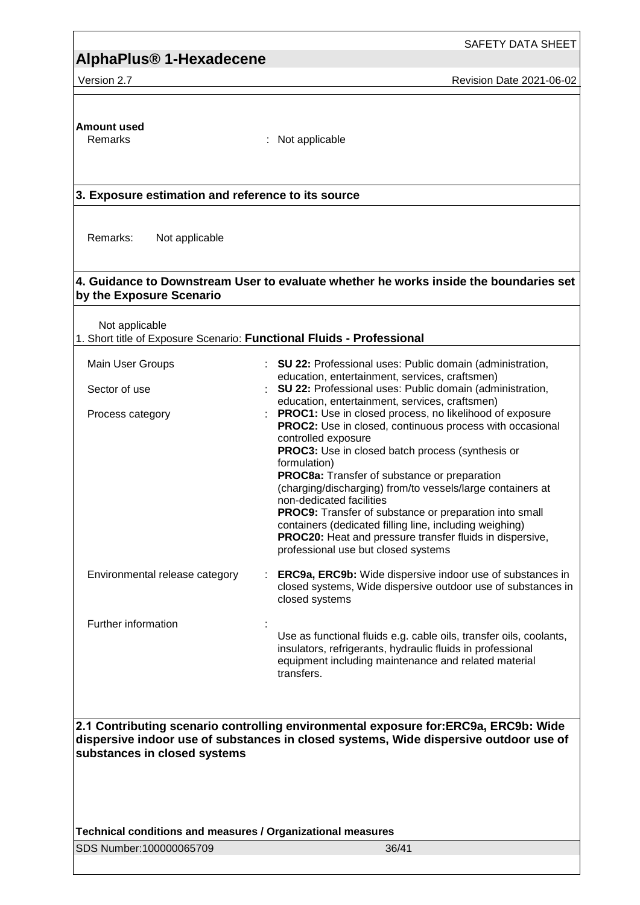**Amount used**

| | | |
|---|---|---|
| Remarks | : | Not applicable |

## 3. Exposure estimation and reference to its source

Remarks: Not applicable

## 4. Guidance to Downstream User to evaluate whether he works inside the boundaries set by the Exposure Scenario

Not applicable

1. Short title of Exposure Scenario: **Functional Fluids - Professional**

| | | |
|---|---|---|
| Main User Groups | : | **SU 22:** Professional uses: Public domain (administration, education, entertainment, services, craftsmen) |
| Sector of use | : | **SU 22:** Professional uses: Public domain (administration, education, entertainment, services, craftsmen) |
| Process category | : | **PROC1:** Use in closed process, no likelihood of exposure<br>**PROC2:** Use in closed, continuous process with occasional controlled exposure<br>**PROC3:** Use in closed batch process (synthesis or formulation)<br>**PROC8a:** Transfer of substance or preparation (charging/discharging) from/to vessels/large containers at non-dedicated facilities<br>**PROC9:** Transfer of substance or preparation into small containers (dedicated filling line, including weighing)<br>**PROC20:** Heat and pressure transfer fluids in dispersive, professional use but closed systems |
| Environmental release category | : | **ERC9a, ERC9b:** Wide dispersive indoor use of substances in closed systems, Wide dispersive outdoor use of substances in closed systems |
| Further information | : | Use as functional fluids e.g. cable oils, transfer oils, coolants, insulators, refrigerants, hydraulic fluids in professional equipment including maintenance and related material transfers. |

## 2.1 Contributing scenario controlling environmental exposure for:ERC9a, ERC9b: Wide dispersive indoor use of substances in closed systems, Wide dispersive outdoor use of substances in closed systems

**Technical conditions and measures / Organizational measures**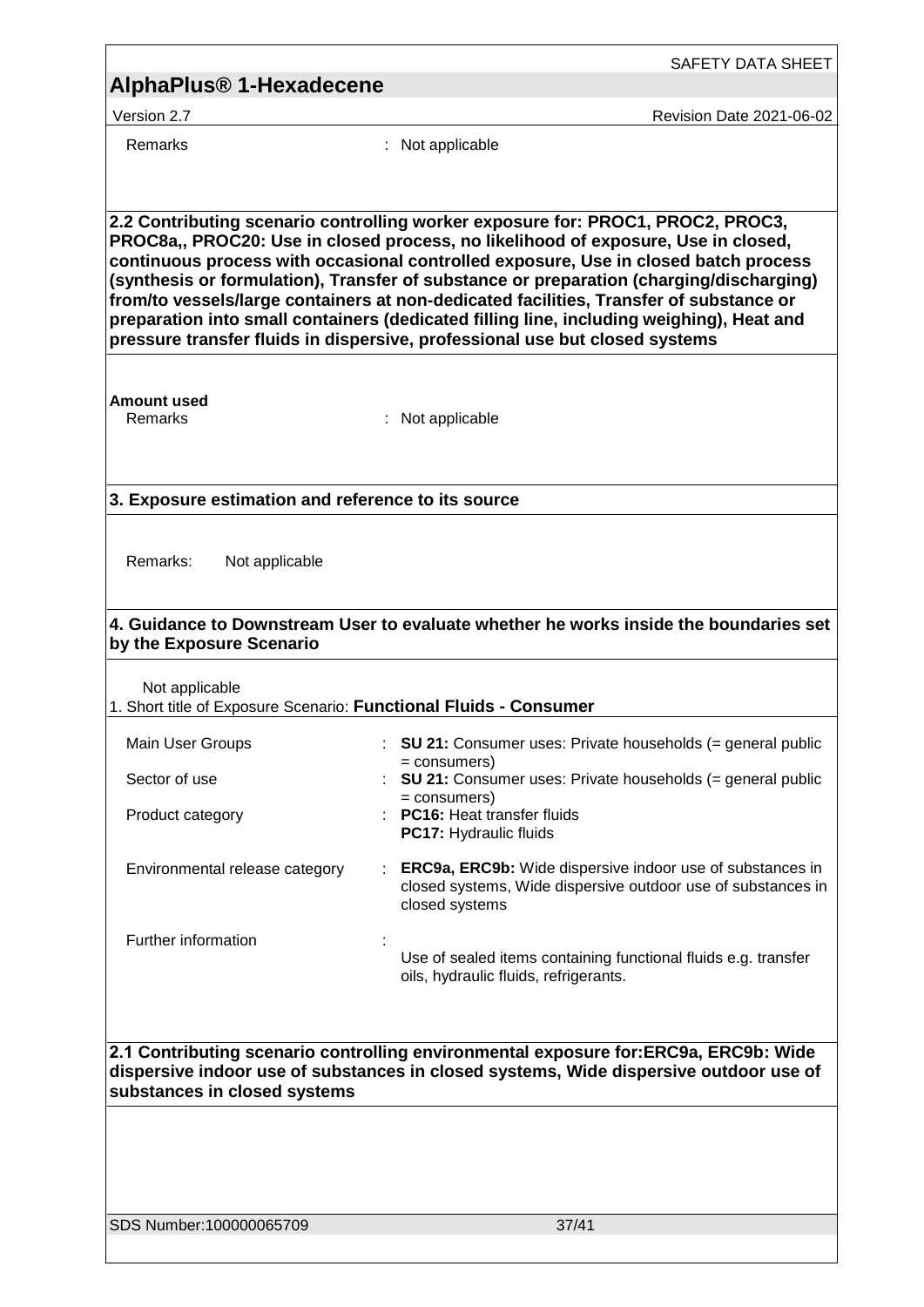Remarks : Not applicable

**2.2 Contributing scenario controlling worker exposure for: PROC1, PROC2, PROC3, PROC8a,, PROC20: Use in closed process, no likelihood of exposure, Use in closed, continuous process with occasional controlled exposure, Use in closed batch process (synthesis or formulation), Transfer of substance or preparation (charging/discharging) from/to vessels/large containers at non-dedicated facilities, Transfer of substance or preparation into small containers (dedicated filling line, including weighing), Heat and pressure transfer fluids in dispersive, professional use but closed systems**

**Amount used**

Remarks : Not applicable

**3. Exposure estimation and reference to its source**

Remarks: Not applicable

**4. Guidance to Downstream User to evaluate whether he works inside the boundaries set by the Exposure Scenario**

Not applicable

1. Short title of Exposure Scenario: **Functional Fluids - Consumer**

| | |
|---|---|
| Main User Groups | : **SU 21:** Consumer uses: Private households (= general public = consumers) |
| Sector of use | : **SU 21:** Consumer uses: Private households (= general public = consumers) |
| Product category | : **PC16:** Heat transfer fluids<br>**PC17:** Hydraulic fluids |
| Environmental release category | : **ERC9a, ERC9b:** Wide dispersive indoor use of substances in closed systems, Wide dispersive outdoor use of substances in closed systems |
| Further information | : Use of sealed items containing functional fluids e.g. transfer oils, hydraulic fluids, refrigerants. |

**2.1 Contributing scenario controlling environmental exposure for:ERC9a, ERC9b: Wide dispersive indoor use of substances in closed systems, Wide dispersive outdoor use of substances in closed systems**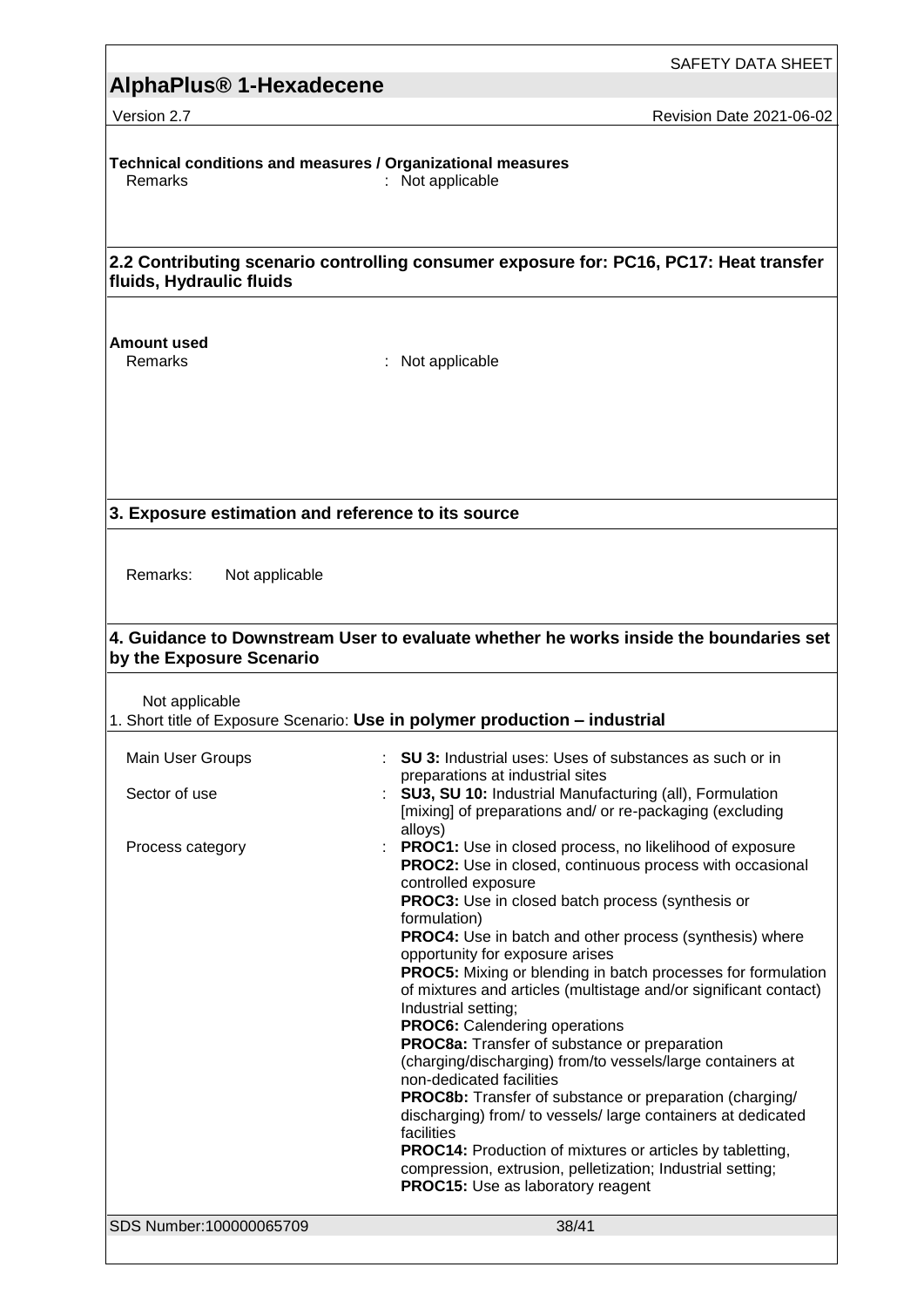**Technical conditions and measures / Organizational measures**

| | |
|---|---|
| Remarks | : Not applicable |

## 2.2 Contributing scenario controlling consumer exposure for: PC16, PC17: Heat transfer fluids, Hydraulic fluids

**Amount used**

| | |
|---|---|
| Remarks | : Not applicable |

## 3. Exposure estimation and reference to its source

Remarks: Not applicable

## 4. Guidance to Downstream User to evaluate whether he works inside the boundaries set by the Exposure Scenario

Not applicable

1. Short title of Exposure Scenario: **Use in polymer production – industrial**

| | |
|---|---|
| Main User Groups | : **SU 3:** Industrial uses: Uses of substances as such or in preparations at industrial sites |
| Sector of use | : **SU3, SU 10:** Industrial Manufacturing (all), Formulation [mixing] of preparations and/ or re-packaging (excluding alloys) |
| Process category | : **PROC1:** Use in closed process, no likelihood of exposure<br>**PROC2:** Use in closed, continuous process with occasional controlled exposure<br>**PROC3:** Use in closed batch process (synthesis or formulation)<br>**PROC4:** Use in batch and other process (synthesis) where opportunity for exposure arises<br>**PROC5:** Mixing or blending in batch processes for formulation of mixtures and articles (multistage and/or significant contact) Industrial setting;<br>**PROC6:** Calendering operations<br>**PROC8a:** Transfer of substance or preparation (charging/discharging) from/to vessels/large containers at non-dedicated facilities<br>**PROC8b:** Transfer of substance or preparation (charging/ discharging) from/ to vessels/ large containers at dedicated facilities<br>**PROC14:** Production of mixtures or articles by tabletting, compression, extrusion, pelletization; Industrial setting;<br>**PROC15:** Use as laboratory reagent |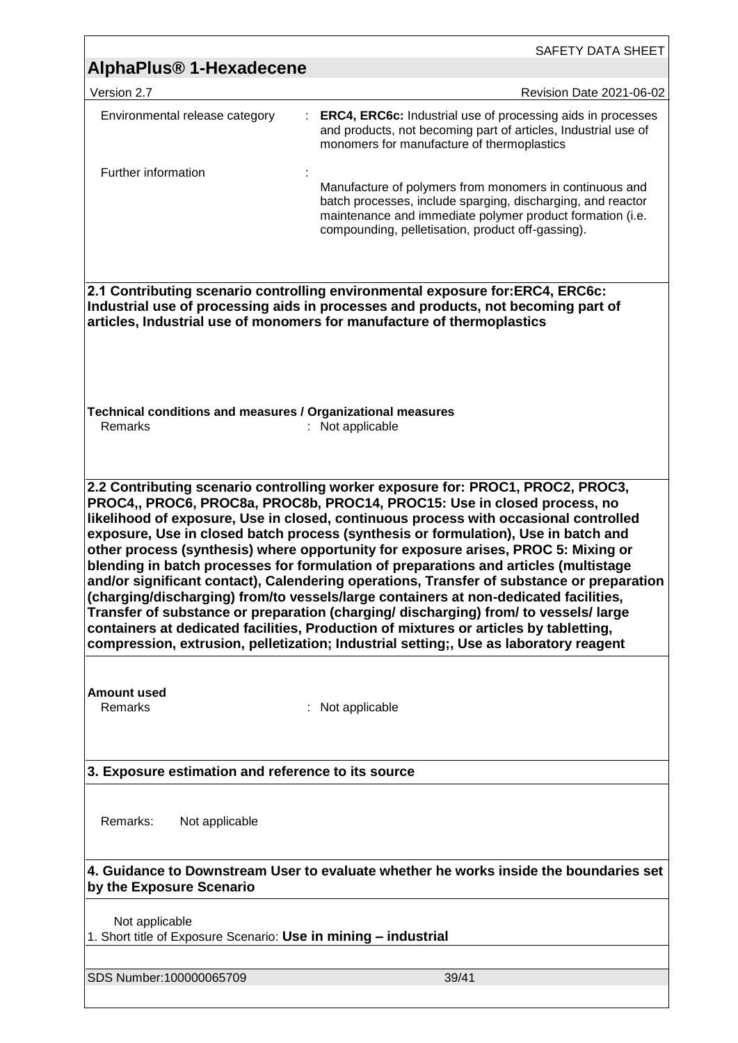| | |
|---|---|
| Environmental release category | : **ERC4, ERC6c:** Industrial use of processing aids in processes and products, not becoming part of articles, Industrial use of monomers for manufacture of thermoplastics |
| Further information | : Manufacture of polymers from monomers in continuous and batch processes, include sparging, discharging, and reactor maintenance and immediate polymer product formation (i.e. compounding, pelletisation, product off-gassing). |

**2.1 Contributing scenario controlling environmental exposure for:ERC4, ERC6c: Industrial use of processing aids in processes and products, not becoming part of articles, Industrial use of monomers for manufacture of thermoplastics**

**Technical conditions and measures / Organizational measures**

Remarks : Not applicable

**2.2 Contributing scenario controlling worker exposure for: PROC1, PROC2, PROC3, PROC4,, PROC6, PROC8a, PROC8b, PROC14, PROC15: Use in closed process, no likelihood of exposure, Use in closed, continuous process with occasional controlled exposure, Use in closed batch process (synthesis or formulation), Use in batch and other process (synthesis) where opportunity for exposure arises, PROC 5: Mixing or blending in batch processes for formulation of preparations and articles (multistage and/or significant contact), Calendering operations, Transfer of substance or preparation (charging/discharging) from/to vessels/large containers at non-dedicated facilities, Transfer of substance or preparation (charging/ discharging) from/ to vessels/ large containers at dedicated facilities, Production of mixtures or articles by tabletting, compression, extrusion, pelletization; Industrial setting;, Use as laboratory reagent**

**Amount used**

Remarks : Not applicable

**3. Exposure estimation and reference to its source**

Remarks: Not applicable

**4. Guidance to Downstream User to evaluate whether he works inside the boundaries set by the Exposure Scenario**

Not applicable

1. Short title of Exposure Scenario: **Use in mining – industrial**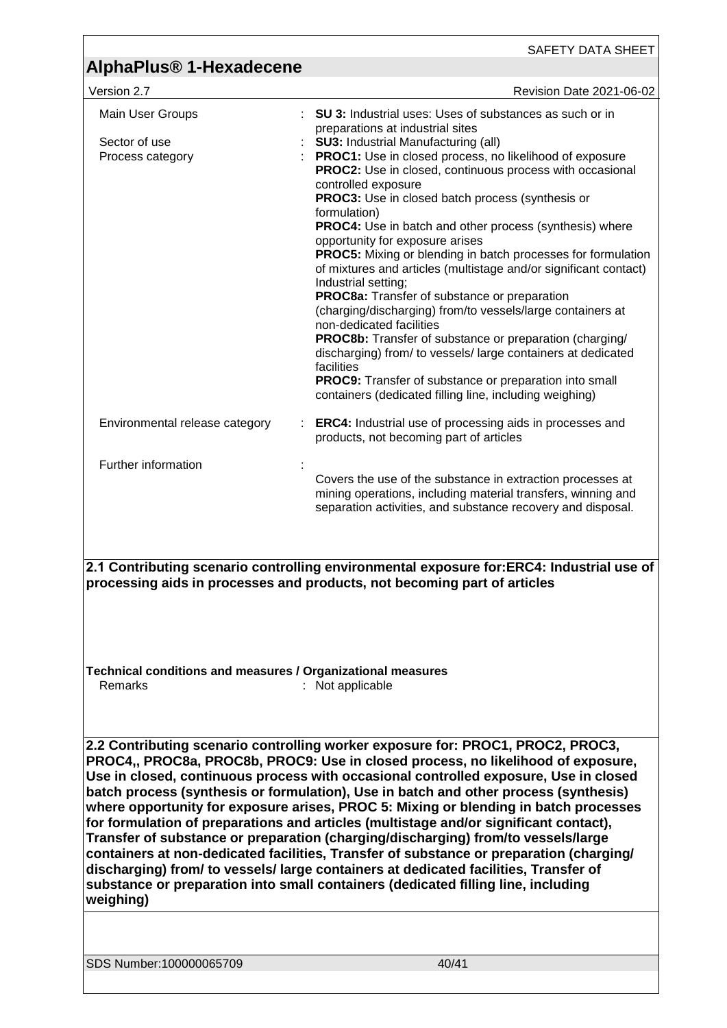| | | |
|---|---|---|
| Main User Groups | : | **SU 3:** Industrial uses: Uses of substances as such or in preparations at industrial sites |
| Sector of use | : | **SU3:** Industrial Manufacturing (all) |
| Process category | : | **PROC1:** Use in closed process, no likelihood of exposure<br>**PROC2:** Use in closed, continuous process with occasional controlled exposure<br>**PROC3:** Use in closed batch process (synthesis or formulation)<br>**PROC4:** Use in batch and other process (synthesis) where opportunity for exposure arises<br>**PROC5:** Mixing or blending in batch processes for formulation of mixtures and articles (multistage and/or significant contact) Industrial setting;<br>**PROC8a:** Transfer of substance or preparation (charging/discharging) from/to vessels/large containers at non-dedicated facilities<br>**PROC8b:** Transfer of substance or preparation (charging/ discharging) from/ to vessels/ large containers at dedicated facilities<br>**PROC9:** Transfer of substance or preparation into small containers (dedicated filling line, including weighing) |
| Environmental release category | : | **ERC4:** Industrial use of processing aids in processes and products, not becoming part of articles |
| Further information | : | Covers the use of the substance in extraction processes at mining operations, including material transfers, winning and separation activities, and substance recovery and disposal. |

**2.1 Contributing scenario controlling environmental exposure for:ERC4: Industrial use of processing aids in processes and products, not becoming part of articles**

**Technical conditions and measures / Organizational measures**

Remarks : Not applicable

**2.2 Contributing scenario controlling worker exposure for: PROC1, PROC2, PROC3, PROC4,, PROC8a, PROC8b, PROC9: Use in closed process, no likelihood of exposure, Use in closed, continuous process with occasional controlled exposure, Use in closed batch process (synthesis or formulation), Use in batch and other process (synthesis) where opportunity for exposure arises, PROC 5: Mixing or blending in batch processes for formulation of preparations and articles (multistage and/or significant contact), Transfer of substance or preparation (charging/discharging) from/to vessels/large containers at non-dedicated facilities, Transfer of substance or preparation (charging/ discharging) from/ to vessels/ large containers at dedicated facilities, Transfer of substance or preparation into small containers (dedicated filling line, including weighing)**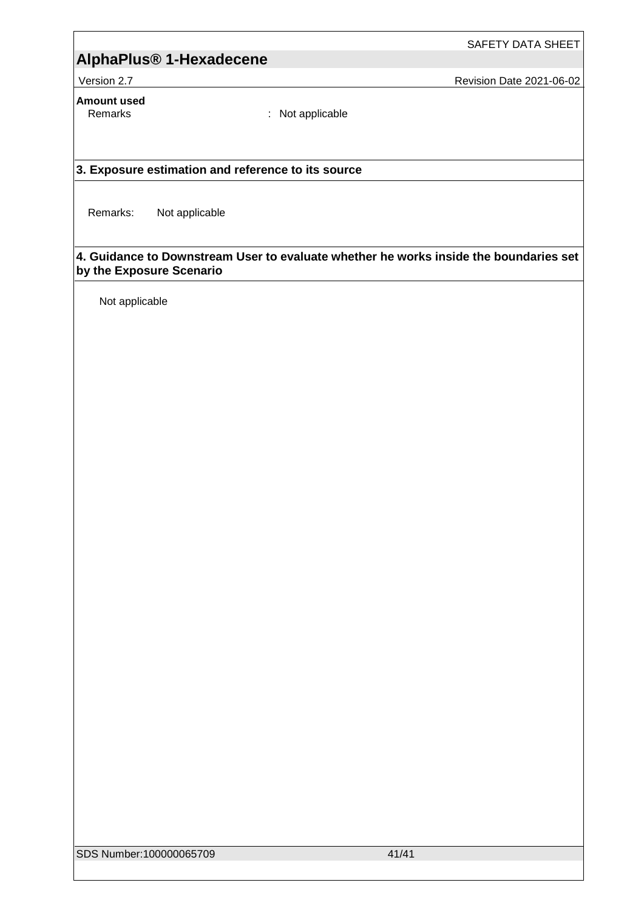**Amount used**

Remarks : Not applicable

## 3. Exposure estimation and reference to its source

Remarks: Not applicable

## 4. Guidance to Downstream User to evaluate whether he works inside the boundaries set by the Exposure Scenario

Not applicable